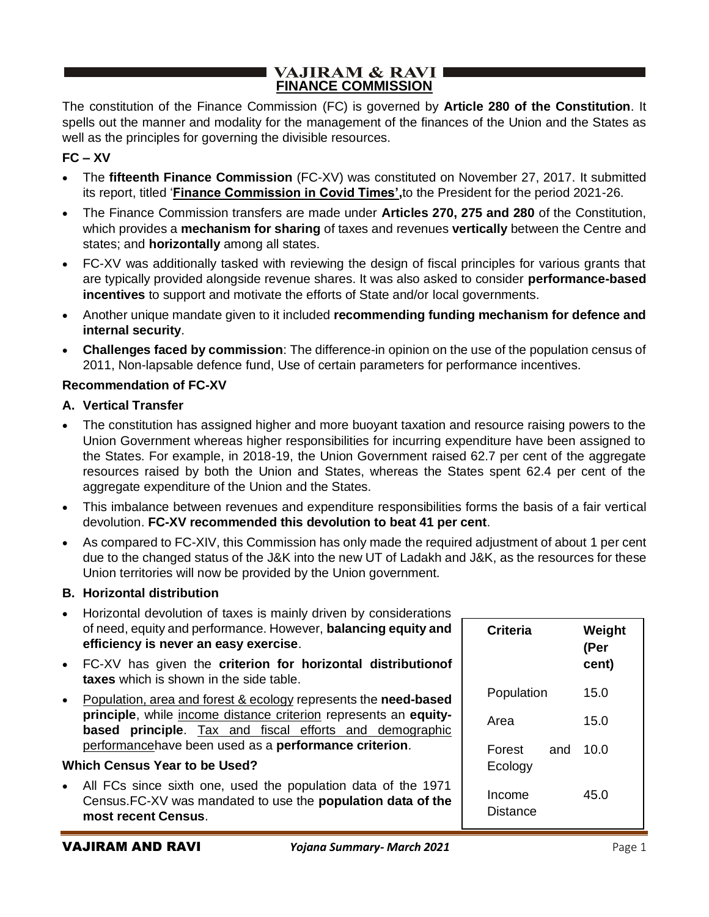# FINANCE COMMISSION

The constitution of the Finance Commission (FC) is governed by **Article 280 of the Constitution**. It spells out the manner and modality for the management of the finances of the Union and the States as well as the principles for governing the divisible resources.

## FC – XV

- The **fifteenth Finance Commission** (FC-XV) was constituted on November 27, 2017. It submitted its report, titled '**Finance Commission in Covid Times',**to the President for the period 2021-26.
- The Finance Commission transfers are made under **Articles 270, 275 and 280** of the Constitution, which provides a **mechanism for sharing** of taxes and revenues **vertically** between the Centre and states; and **horizontally** among all states.
- FC-XV was additionally tasked with reviewing the design of fiscal principles for various grants that are typically provided alongside revenue shares. It was also asked to consider **performance-based incentives** to support and motivate the efforts of State and/or local governments.
- Another unique mandate given to it included **recommending funding mechanism for defence and internal security**.
- **Challenges faced by commission**: The difference-in opinion on the use of the population census of 2011, Non-lapsable defence fund, Use of certain parameters for performance incentives.

### Recommendation of FC-XV

#### A. Vertical Transfer

- The constitution has assigned higher and more buoyant taxation and resource raising powers to the Union Government whereas higher responsibilities for incurring expenditure have been assigned to the States. For example, in 2018-19, the Union Government raised 62.7 per cent of the aggregate resources raised by both the Union and States, whereas the States spent 62.4 per cent of the aggregate expenditure of the Union and the States.
- This imbalance between revenues and expenditure responsibilities forms the basis of a fair vertical devolution. **FC-XV recommended this devolution to beat 41 per cent**.
- As compared to FC-XIV, this Commission has only made the required adjustment of about 1 per cent due to the changed status of the J&K into the new UT of Ladakh and J&K, as the resources for these Union territories will now be provided by the Union government.

#### B. Horizontal distribution

- Horizontal devolution of taxes is mainly driven by considerations of need, equity and performance. However, **balancing equity and efficiency is never an easy exercise**.
- FC-XV has given the **criterion for horizontal distributionof taxes** which is shown in the side table.
- Population, area and forest & ecology represents the **need-based principle**, while income distance criterion represents an **equity-based principle**. Tax and fiscal efforts and demographic performancehave been used as a **performance criterion**.

| Criteria | Weight (Per cent) |
|---|---|
| Population | 15.0 |
| Area | 15.0 |
| Forest and Ecology | 10.0 |
| Income Distance | 45.0 |

### Which Census Year to be Used?

- All FCs since sixth one, used the population data of the 1971 Census.FC-XV was mandated to use the **population data of the most recent Census**.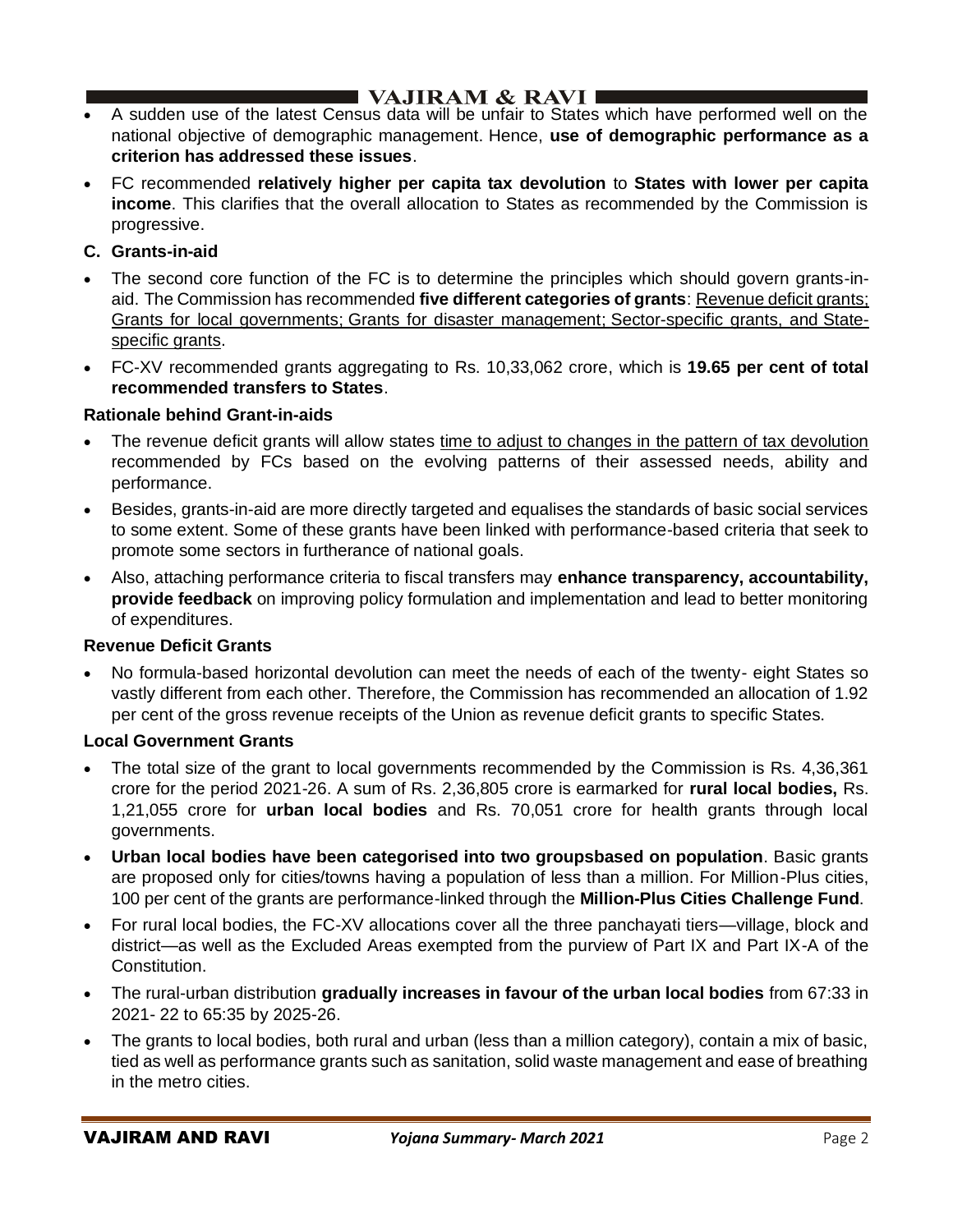- A sudden use of the latest Census data will be unfair to States which have performed well on the national objective of demographic management. Hence, **use of demographic performance as a criterion has addressed these issues**.
- FC recommended **relatively higher per capita tax devolution** to **States with lower per capita income**. This clarifies that the overall allocation to States as recommended by the Commission is progressive.

### C. Grants-in-aid

- The second core function of the FC is to determine the principles which should govern grants-in-aid. The Commission has recommended **five different categories of grants**: Revenue deficit grants; Grants for local governments; Grants for disaster management; Sector-specific grants, and State-specific grants.
- FC-XV recommended grants aggregating to Rs. 10,33,062 crore, which is **19.65 per cent of total recommended transfers to States**.

#### Rationale behind Grant-in-aids

- The revenue deficit grants will allow states time to adjust to changes in the pattern of tax devolution recommended by FCs based on the evolving patterns of their assessed needs, ability and performance.
- Besides, grants-in-aid are more directly targeted and equalises the standards of basic social services to some extent. Some of these grants have been linked with performance-based criteria that seek to promote some sectors in furtherance of national goals.
- Also, attaching performance criteria to fiscal transfers may **enhance transparency, accountability, provide feedback** on improving policy formulation and implementation and lead to better monitoring of expenditures.

#### Revenue Deficit Grants

- No formula-based horizontal devolution can meet the needs of each of the twenty- eight States so vastly different from each other. Therefore, the Commission has recommended an allocation of 1.92 per cent of the gross revenue receipts of the Union as revenue deficit grants to specific States.

#### Local Government Grants

- The total size of the grant to local governments recommended by the Commission is Rs. 4,36,361 crore for the period 2021-26. A sum of Rs. 2,36,805 crore is earmarked for **rural local bodies,** Rs. 1,21,055 crore for **urban local bodies** and Rs. 70,051 crore for health grants through local governments.
- **Urban local bodies have been categorised into two groupsbased on population**. Basic grants are proposed only for cities/towns having a population of less than a million. For Million-Plus cities, 100 per cent of the grants are performance-linked through the **Million-Plus Cities Challenge Fund**.
- For rural local bodies, the FC-XV allocations cover all the three panchayati tiers—village, block and district—as well as the Excluded Areas exempted from the purview of Part IX and Part IX-A of the Constitution.
- The rural-urban distribution **gradually increases in favour of the urban local bodies** from 67:33 in 2021- 22 to 65:35 by 2025-26.
- The grants to local bodies, both rural and urban (less than a million category), contain a mix of basic, tied as well as performance grants such as sanitation, solid waste management and ease of breathing in the metro cities.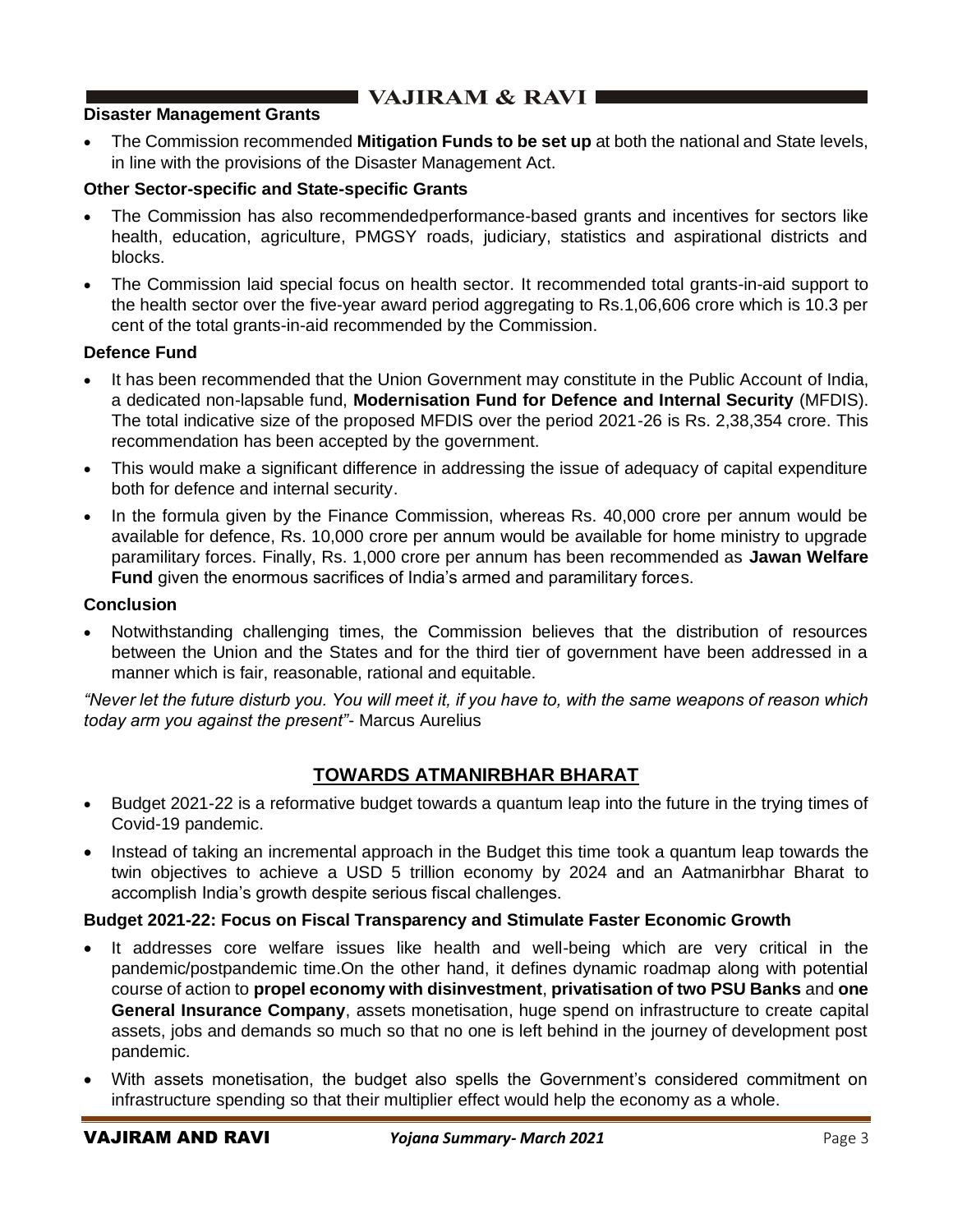### Disaster Management Grants

- The Commission recommended **Mitigation Funds to be set up** at both the national and State levels, in line with the provisions of the Disaster Management Act.

### Other Sector-specific and State-specific Grants

- The Commission has also recommendedperformance-based grants and incentives for sectors like health, education, agriculture, PMGSY roads, judiciary, statistics and aspirational districts and blocks.
- The Commission laid special focus on health sector. It recommended total grants-in-aid support to the health sector over the five-year award period aggregating to Rs.1,06,606 crore which is 10.3 per cent of the total grants-in-aid recommended by the Commission.

### Defence Fund

- It has been recommended that the Union Government may constitute in the Public Account of India, a dedicated non-lapsable fund, **Modernisation Fund for Defence and Internal Security** (MFDIS). The total indicative size of the proposed MFDIS over the period 2021-26 is Rs. 2,38,354 crore. This recommendation has been accepted by the government.
- This would make a significant difference in addressing the issue of adequacy of capital expenditure both for defence and internal security.
- In the formula given by the Finance Commission, whereas Rs. 40,000 crore per annum would be available for defence, Rs. 10,000 crore per annum would be available for home ministry to upgrade paramilitary forces. Finally, Rs. 1,000 crore per annum has been recommended as **Jawan Welfare Fund** given the enormous sacrifices of India's armed and paramilitary forces.

### Conclusion

- Notwithstanding challenging times, the Commission believes that the distribution of resources between the Union and the States and for the third tier of government have been addressed in a manner which is fair, reasonable, rational and equitable.

*"Never let the future disturb you. You will meet it, if you have to, with the same weapons of reason which today arm you against the present"*- Marcus Aurelius

## TOWARDS ATMANIRBHAR BHARAT

- Budget 2021-22 is a reformative budget towards a quantum leap into the future in the trying times of Covid-19 pandemic.
- Instead of taking an incremental approach in the Budget this time took a quantum leap towards the twin objectives to achieve a USD 5 trillion economy by 2024 and an Aatmanirbhar Bharat to accomplish India's growth despite serious fiscal challenges.

### Budget 2021-22: Focus on Fiscal Transparency and Stimulate Faster Economic Growth

- It addresses core welfare issues like health and well-being which are very critical in the pandemic/postpandemic time.On the other hand, it defines dynamic roadmap along with potential course of action to **propel economy with disinvestment**, **privatisation of two PSU Banks** and **one General Insurance Company**, assets monetisation, huge spend on infrastructure to create capital assets, jobs and demands so much so that no one is left behind in the journey of development post pandemic.
- With assets monetisation, the budget also spells the Government's considered commitment on infrastructure spending so that their multiplier effect would help the economy as a whole.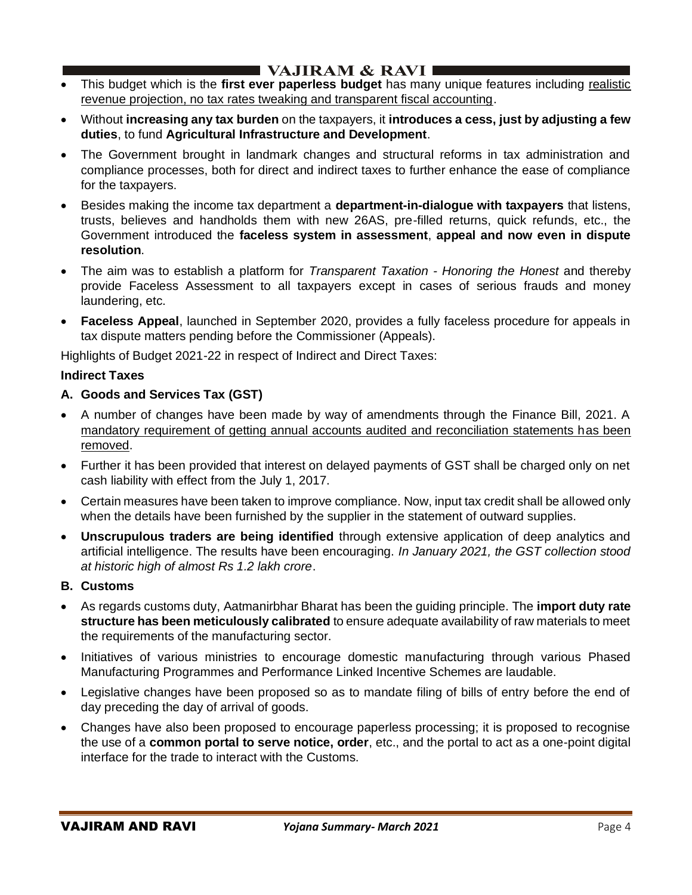- This budget which is the **first ever paperless budget** has many unique features including realistic revenue projection, no tax rates tweaking and transparent fiscal accounting.
- Without **increasing any tax burden** on the taxpayers, it **introduces a cess, just by adjusting a few duties**, to fund **Agricultural Infrastructure and Development**.
- The Government brought in landmark changes and structural reforms in tax administration and compliance processes, both for direct and indirect taxes to further enhance the ease of compliance for the taxpayers.
- Besides making the income tax department a **department-in-dialogue with taxpayers** that listens, trusts, believes and handholds them with new 26AS, pre-filled returns, quick refunds, etc., the Government introduced the **faceless system in assessment**, **appeal and now even in dispute resolution**.
- The aim was to establish a platform for *Transparent Taxation - Honoring the Honest* and thereby provide Faceless Assessment to all taxpayers except in cases of serious frauds and money laundering, etc.
- **Faceless Appeal**, launched in September 2020, provides a fully faceless procedure for appeals in tax dispute matters pending before the Commissioner (Appeals).

Highlights of Budget 2021-22 in respect of Indirect and Direct Taxes:

**Indirect Taxes**

**A. Goods and Services Tax (GST)**

- A number of changes have been made by way of amendments through the Finance Bill, 2021. A mandatory requirement of getting annual accounts audited and reconciliation statements has been removed.
- Further it has been provided that interest on delayed payments of GST shall be charged only on net cash liability with effect from the July 1, 2017.
- Certain measures have been taken to improve compliance. Now, input tax credit shall be allowed only when the details have been furnished by the supplier in the statement of outward supplies.
- **Unscrupulous traders are being identified** through extensive application of deep analytics and artificial intelligence. The results have been encouraging. *In January 2021, the GST collection stood at historic high of almost Rs 1.2 lakh crore*.

**B. Customs**

- As regards customs duty, Aatmanirbhar Bharat has been the guiding principle. The **import duty rate structure has been meticulously calibrated** to ensure adequate availability of raw materials to meet the requirements of the manufacturing sector.
- Initiatives of various ministries to encourage domestic manufacturing through various Phased Manufacturing Programmes and Performance Linked Incentive Schemes are laudable.
- Legislative changes have been proposed so as to mandate filing of bills of entry before the end of day preceding the day of arrival of goods.
- Changes have also been proposed to encourage paperless processing; it is proposed to recognise the use of a **common portal to serve notice, order**, etc., and the portal to act as a one-point digital interface for the trade to interact with the Customs.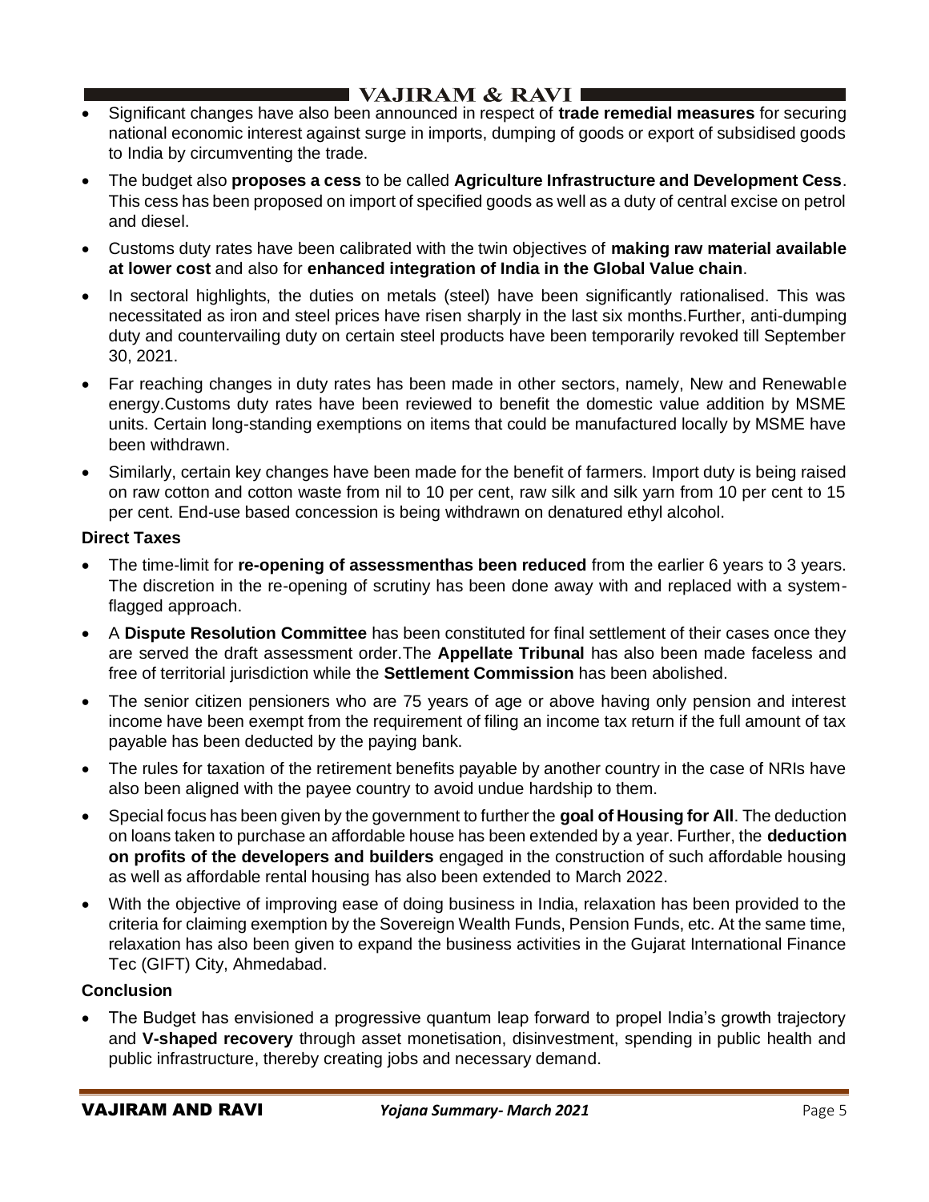- Significant changes have also been announced in respect of **trade remedial measures** for securing national economic interest against surge in imports, dumping of goods or export of subsidised goods to India by circumventing the trade.
- The budget also **proposes a cess** to be called **Agriculture Infrastructure and Development Cess**. This cess has been proposed on import of specified goods as well as a duty of central excise on petrol and diesel.
- Customs duty rates have been calibrated with the twin objectives of **making raw material available at lower cost** and also for **enhanced integration of India in the Global Value chain**.
- In sectoral highlights, the duties on metals (steel) have been significantly rationalised. This was necessitated as iron and steel prices have risen sharply in the last six months.Further, anti-dumping duty and countervailing duty on certain steel products have been temporarily revoked till September 30, 2021.
- Far reaching changes in duty rates has been made in other sectors, namely, New and Renewable energy.Customs duty rates have been reviewed to benefit the domestic value addition by MSME units. Certain long-standing exemptions on items that could be manufactured locally by MSME have been withdrawn.
- Similarly, certain key changes have been made for the benefit of farmers. Import duty is being raised on raw cotton and cotton waste from nil to 10 per cent, raw silk and silk yarn from 10 per cent to 15 per cent. End-use based concession is being withdrawn on denatured ethyl alcohol.

**Direct Taxes**

- The time-limit for **re-opening of assessmenthas been reduced** from the earlier 6 years to 3 years. The discretion in the re-opening of scrutiny has been done away with and replaced with a system-flagged approach.
- A **Dispute Resolution Committee** has been constituted for final settlement of their cases once they are served the draft assessment order.The **Appellate Tribunal** has also been made faceless and free of territorial jurisdiction while the **Settlement Commission** has been abolished.
- The senior citizen pensioners who are 75 years of age or above having only pension and interest income have been exempt from the requirement of filing an income tax return if the full amount of tax payable has been deducted by the paying bank.
- The rules for taxation of the retirement benefits payable by another country in the case of NRIs have also been aligned with the payee country to avoid undue hardship to them.
- Special focus has been given by the government to further the **goal of Housing for All**. The deduction on loans taken to purchase an affordable house has been extended by a year. Further, the **deduction on profits of the developers and builders** engaged in the construction of such affordable housing as well as affordable rental housing has also been extended to March 2022.
- With the objective of improving ease of doing business in India, relaxation has been provided to the criteria for claiming exemption by the Sovereign Wealth Funds, Pension Funds, etc. At the same time, relaxation has also been given to expand the business activities in the Gujarat International Finance Tec (GIFT) City, Ahmedabad.

**Conclusion**

- The Budget has envisioned a progressive quantum leap forward to propel India's growth trajectory and **V-shaped recovery** through asset monetisation, disinvestment, spending in public health and public infrastructure, thereby creating jobs and necessary demand.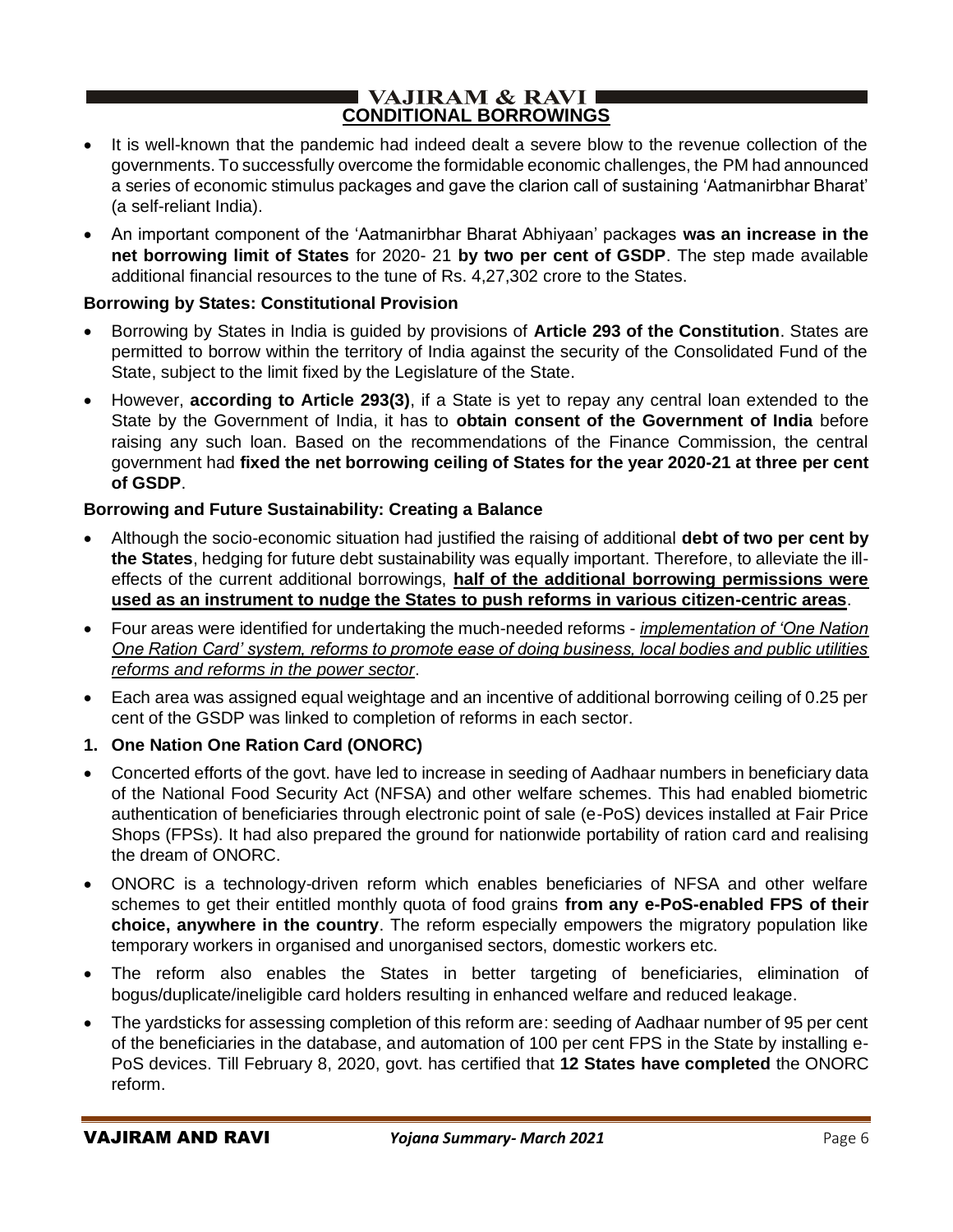## CONDITIONAL BORROWINGS

- It is well-known that the pandemic had indeed dealt a severe blow to the revenue collection of the governments. To successfully overcome the formidable economic challenges, the PM had announced a series of economic stimulus packages and gave the clarion call of sustaining 'Aatmanirbhar Bharat' (a self-reliant India).
- An important component of the 'Aatmanirbhar Bharat Abhiyaan' packages **was an increase in the net borrowing limit of States** for 2020- 21 **by two per cent of GSDP**. The step made available additional financial resources to the tune of Rs. 4,27,302 crore to the States.

### Borrowing by States: Constitutional Provision

- Borrowing by States in India is guided by provisions of **Article 293 of the Constitution**. States are permitted to borrow within the territory of India against the security of the Consolidated Fund of the State, subject to the limit fixed by the Legislature of the State.
- However, **according to Article 293(3)**, if a State is yet to repay any central loan extended to the State by the Government of India, it has to **obtain consent of the Government of India** before raising any such loan. Based on the recommendations of the Finance Commission, the central government had **fixed the net borrowing ceiling of States for the year 2020-21 at three per cent of GSDP**.

### Borrowing and Future Sustainability: Creating a Balance

- Although the socio-economic situation had justified the raising of additional **debt of two per cent by the States**, hedging for future debt sustainability was equally important. Therefore, to alleviate the ill-effects of the current additional borrowings, **half of the additional borrowing permissions were used as an instrument to nudge the States to push reforms in various citizen-centric areas**.
- Four areas were identified for undertaking the much-needed reforms - *implementation of 'One Nation One Ration Card' system, reforms to promote ease of doing business, local bodies and public utilities reforms and reforms in the power sector*.
- Each area was assigned equal weightage and an incentive of additional borrowing ceiling of 0.25 per cent of the GSDP was linked to completion of reforms in each sector.

### 1. One Nation One Ration Card (ONORC)

- Concerted efforts of the govt. have led to increase in seeding of Aadhaar numbers in beneficiary data of the National Food Security Act (NFSA) and other welfare schemes. This had enabled biometric authentication of beneficiaries through electronic point of sale (e-PoS) devices installed at Fair Price Shops (FPSs). It had also prepared the ground for nationwide portability of ration card and realising the dream of ONORC.
- ONORC is a technology-driven reform which enables beneficiaries of NFSA and other welfare schemes to get their entitled monthly quota of food grains **from any e-PoS-enabled FPS of their choice, anywhere in the country**. The reform especially empowers the migratory population like temporary workers in organised and unorganised sectors, domestic workers etc.
- The reform also enables the States in better targeting of beneficiaries, elimination of bogus/duplicate/ineligible card holders resulting in enhanced welfare and reduced leakage.
- The yardsticks for assessing completion of this reform are: seeding of Aadhaar number of 95 per cent of the beneficiaries in the database, and automation of 100 per cent FPS in the State by installing e-PoS devices. Till February 8, 2020, govt. has certified that **12 States have completed** the ONORC reform.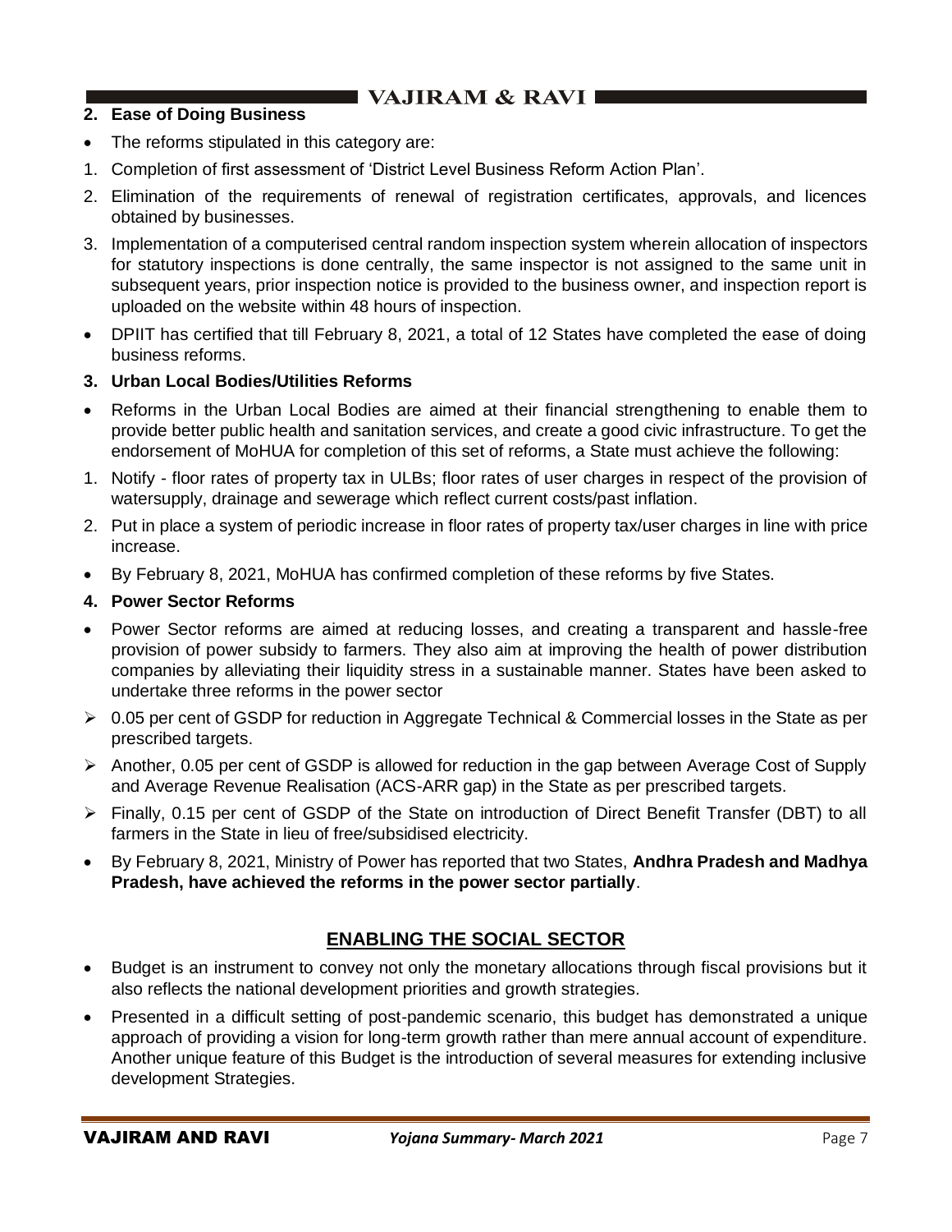## 2. Ease of Doing Business

- The reforms stipulated in this category are:

1. Completion of first assessment of 'District Level Business Reform Action Plan'.
2. Elimination of the requirements of renewal of registration certificates, approvals, and licences obtained by businesses.
3. Implementation of a computerised central random inspection system wherein allocation of inspectors for statutory inspections is done centrally, the same inspector is not assigned to the same unit in subsequent years, prior inspection notice is provided to the business owner, and inspection report is uploaded on the website within 48 hours of inspection.

- DPIIT has certified that till February 8, 2021, a total of 12 States have completed the ease of doing business reforms.

## 3. Urban Local Bodies/Utilities Reforms

- Reforms in the Urban Local Bodies are aimed at their financial strengthening to enable them to provide better public health and sanitation services, and create a good civic infrastructure. To get the endorsement of MoHUA for completion of this set of reforms, a State must achieve the following:

1. Notify - floor rates of property tax in ULBs; floor rates of user charges in respect of the provision of watersupply, drainage and sewerage which reflect current costs/past inflation.
2. Put in place a system of periodic increase in floor rates of property tax/user charges in line with price increase.

- By February 8, 2021, MoHUA has confirmed completion of these reforms by five States.

## 4. Power Sector Reforms

- Power Sector reforms are aimed at reducing losses, and creating a transparent and hassle-free provision of power subsidy to farmers. They also aim at improving the health of power distribution companies by alleviating their liquidity stress in a sustainable manner. States have been asked to undertake three reforms in the power sector
  - 0.05 per cent of GSDP for reduction in Aggregate Technical & Commercial losses in the State as per prescribed targets.
  - Another, 0.05 per cent of GSDP is allowed for reduction in the gap between Average Cost of Supply and Average Revenue Realisation (ACS-ARR gap) in the State as per prescribed targets.
  - Finally, 0.15 per cent of GSDP of the State on introduction of Direct Benefit Transfer (DBT) to all farmers in the State in lieu of free/subsidised electricity.
- By February 8, 2021, Ministry of Power has reported that two States, **Andhra Pradesh and Madhya Pradesh, have achieved the reforms in the power sector partially**.

## ENABLING THE SOCIAL SECTOR

- Budget is an instrument to convey not only the monetary allocations through fiscal provisions but it also reflects the national development priorities and growth strategies.
- Presented in a difficult setting of post-pandemic scenario, this budget has demonstrated a unique approach of providing a vision for long-term growth rather than mere annual account of expenditure. Another unique feature of this Budget is the introduction of several measures for extending inclusive development Strategies.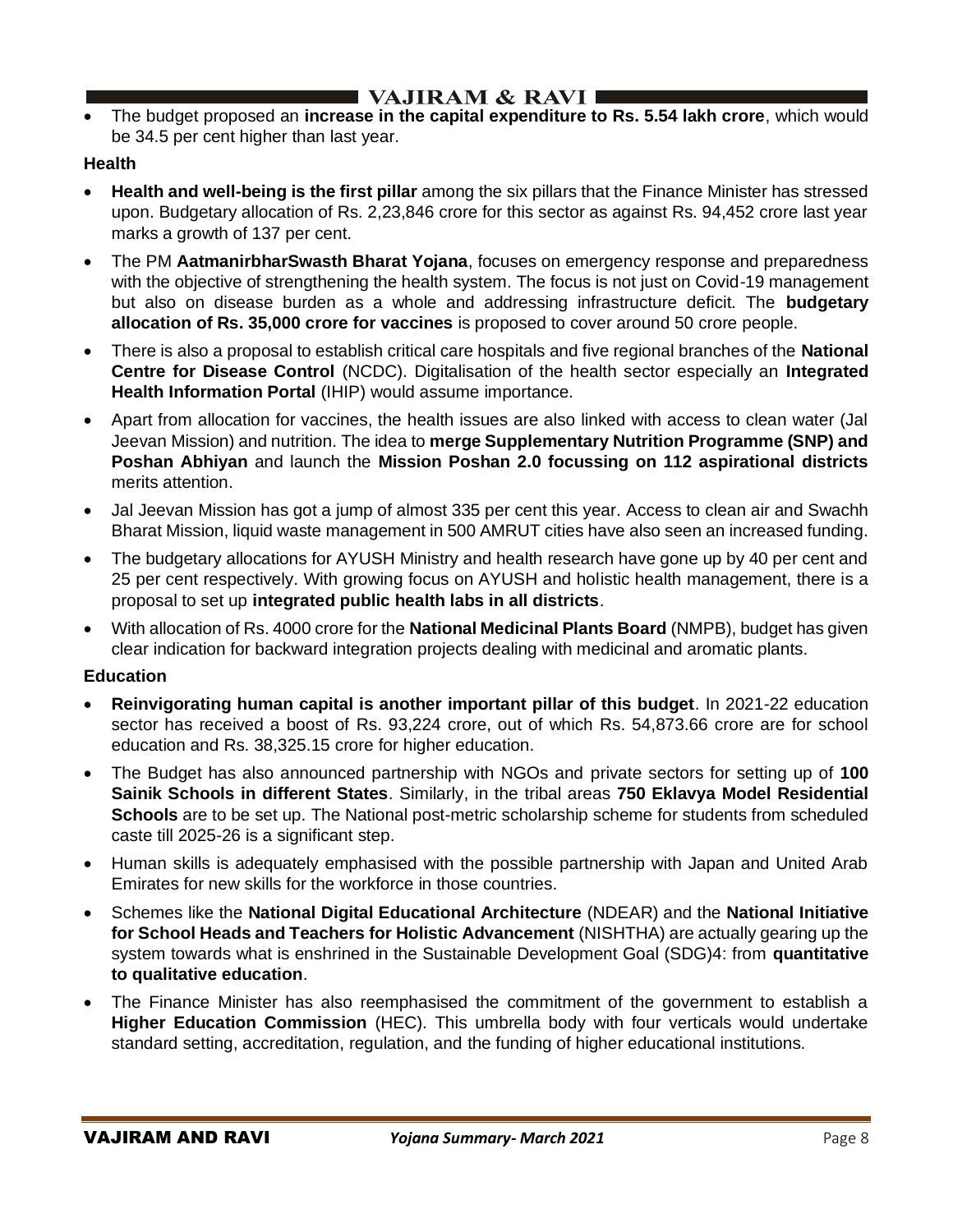- The budget proposed an **increase in the capital expenditure to Rs. 5.54 lakh crore**, which would be 34.5 per cent higher than last year.

**Health**

- **Health and well-being is the first pillar** among the six pillars that the Finance Minister has stressed upon. Budgetary allocation of Rs. 2,23,846 crore for this sector as against Rs. 94,452 crore last year marks a growth of 137 per cent.
- The PM **AatmanirbharSwasth Bharat Yojana**, focuses on emergency response and preparedness with the objective of strengthening the health system. The focus is not just on Covid-19 management but also on disease burden as a whole and addressing infrastructure deficit. The **budgetary allocation of Rs. 35,000 crore for vaccines** is proposed to cover around 50 crore people.
- There is also a proposal to establish critical care hospitals and five regional branches of the **National Centre for Disease Control** (NCDC). Digitalisation of the health sector especially an **Integrated Health Information Portal** (IHIP) would assume importance.
- Apart from allocation for vaccines, the health issues are also linked with access to clean water (Jal Jeevan Mission) and nutrition. The idea to **merge Supplementary Nutrition Programme (SNP) and Poshan Abhiyan** and launch the **Mission Poshan 2.0 focussing on 112 aspirational districts** merits attention.
- Jal Jeevan Mission has got a jump of almost 335 per cent this year. Access to clean air and Swachh Bharat Mission, liquid waste management in 500 AMRUT cities have also seen an increased funding.
- The budgetary allocations for AYUSH Ministry and health research have gone up by 40 per cent and 25 per cent respectively. With growing focus on AYUSH and holistic health management, there is a proposal to set up **integrated public health labs in all districts**.
- With allocation of Rs. 4000 crore for the **National Medicinal Plants Board** (NMPB), budget has given clear indication for backward integration projects dealing with medicinal and aromatic plants.

**Education**

- **Reinvigorating human capital is another important pillar of this budget**. In 2021-22 education sector has received a boost of Rs. 93,224 crore, out of which Rs. 54,873.66 crore are for school education and Rs. 38,325.15 crore for higher education.
- The Budget has also announced partnership with NGOs and private sectors for setting up of **100 Sainik Schools in different States**. Similarly, in the tribal areas **750 Eklavya Model Residential Schools** are to be set up. The National post-metric scholarship scheme for students from scheduled caste till 2025-26 is a significant step.
- Human skills is adequately emphasised with the possible partnership with Japan and United Arab Emirates for new skills for the workforce in those countries.
- Schemes like the **National Digital Educational Architecture** (NDEAR) and the **National Initiative for School Heads and Teachers for Holistic Advancement** (NISHTHA) are actually gearing up the system towards what is enshrined in the Sustainable Development Goal (SDG)4: from **quantitative to qualitative education**.
- The Finance Minister has also reemphasised the commitment of the government to establish a **Higher Education Commission** (HEC). This umbrella body with four verticals would undertake standard setting, accreditation, regulation, and the funding of higher educational institutions.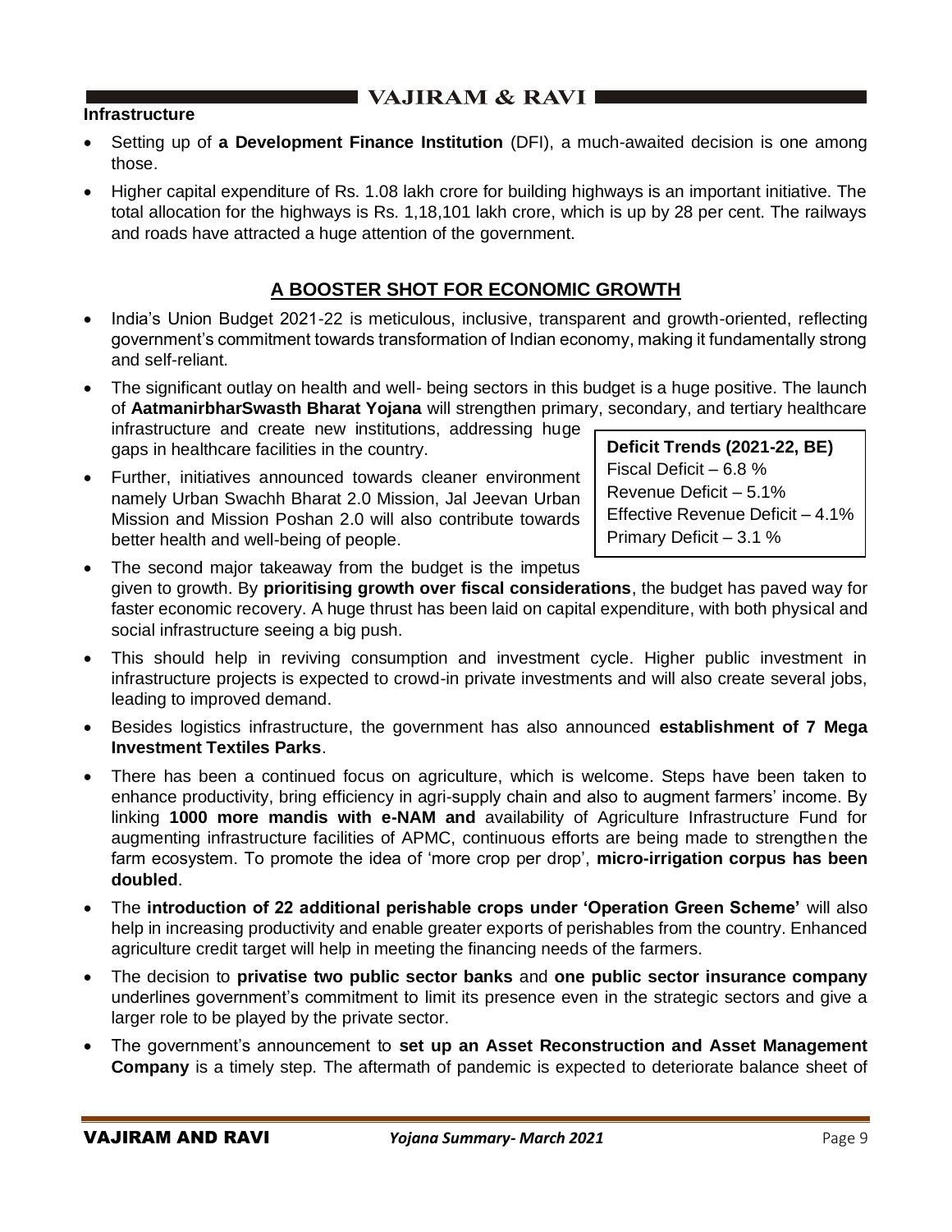**Infrastructure**

- Setting up of **a Development Finance Institution** (DFI), a much-awaited decision is one among those.
- Higher capital expenditure of Rs. 1.08 lakh crore for building highways is an important initiative. The total allocation for the highways is Rs. 1,18,101 lakh crore, which is up by 28 per cent. The railways and roads have attracted a huge attention of the government.

## A BOOSTER SHOT FOR ECONOMIC GROWTH

- India's Union Budget 2021-22 is meticulous, inclusive, transparent and growth-oriented, reflecting government's commitment towards transformation of Indian economy, making it fundamentally strong and self-reliant.
- The significant outlay on health and well- being sectors in this budget is a huge positive. The launch of **AatmanirbharSwasth Bharat Yojana** will strengthen primary, secondary, and tertiary healthcare infrastructure and create new institutions, addressing huge gaps in healthcare facilities in the country.
- Further, initiatives announced towards cleaner environment namely Urban Swachh Bharat 2.0 Mission, Jal Jeevan Urban Mission and Mission Poshan 2.0 will also contribute towards better health and well-being of people.

**Deficit Trends (2021-22, BE)**
Fiscal Deficit – 6.8 %
Revenue Deficit – 5.1%
Effective Revenue Deficit – 4.1%
Primary Deficit – 3.1 %

- The second major takeaway from the budget is the impetus given to growth. By **prioritising growth over fiscal considerations**, the budget has paved way for faster economic recovery. A huge thrust has been laid on capital expenditure, with both physical and social infrastructure seeing a big push.
- This should help in reviving consumption and investment cycle. Higher public investment in infrastructure projects is expected to crowd-in private investments and will also create several jobs, leading to improved demand.
- Besides logistics infrastructure, the government has also announced **establishment of 7 Mega Investment Textiles Parks**.
- There has been a continued focus on agriculture, which is welcome. Steps have been taken to enhance productivity, bring efficiency in agri-supply chain and also to augment farmers' income. By linking **1000 more mandis with e-NAM and** availability of Agriculture Infrastructure Fund for augmenting infrastructure facilities of APMC, continuous efforts are being made to strengthen the farm ecosystem. To promote the idea of 'more crop per drop', **micro-irrigation corpus has been doubled**.
- The **introduction of 22 additional perishable crops under 'Operation Green Scheme'** will also help in increasing productivity and enable greater exports of perishables from the country. Enhanced agriculture credit target will help in meeting the financing needs of the farmers.
- The decision to **privatise two public sector banks** and **one public sector insurance company** underlines government's commitment to limit its presence even in the strategic sectors and give a larger role to be played by the private sector.
- The government's announcement to **set up an Asset Reconstruction and Asset Management Company** is a timely step. The aftermath of pandemic is expected to deteriorate balance sheet of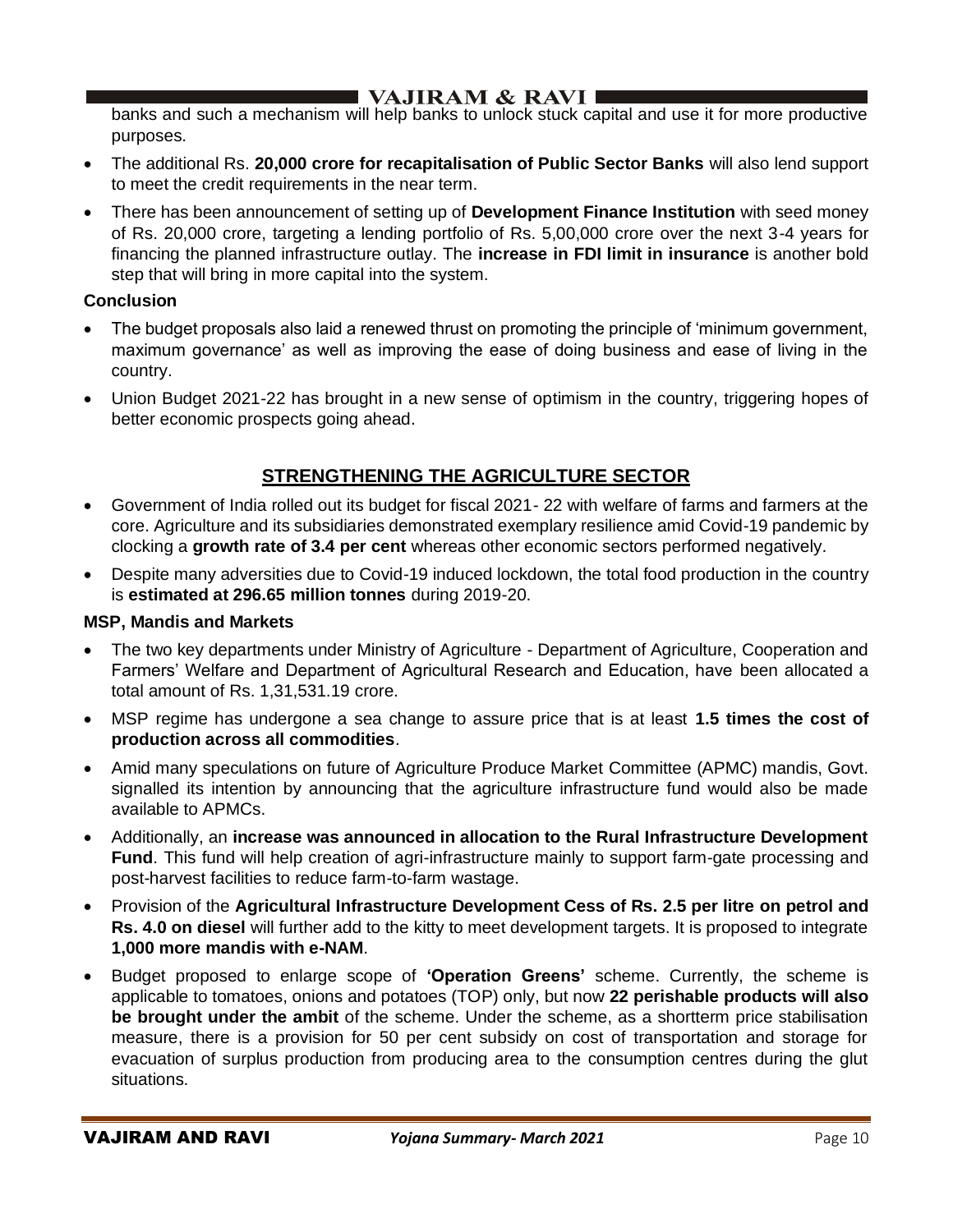banks and such a mechanism will help banks to unlock stuck capital and use it for more productive purposes.

- The additional Rs. **20,000 crore for recapitalisation of Public Sector Banks** will also lend support to meet the credit requirements in the near term.
- There has been announcement of setting up of **Development Finance Institution** with seed money of Rs. 20,000 crore, targeting a lending portfolio of Rs. 5,00,000 crore over the next 3-4 years for financing the planned infrastructure outlay. The **increase in FDI limit in insurance** is another bold step that will bring in more capital into the system.

**Conclusion**

- The budget proposals also laid a renewed thrust on promoting the principle of 'minimum government, maximum governance' as well as improving the ease of doing business and ease of living in the country.
- Union Budget 2021-22 has brought in a new sense of optimism in the country, triggering hopes of better economic prospects going ahead.

## STRENGTHENING THE AGRICULTURE SECTOR

- Government of India rolled out its budget for fiscal 2021- 22 with welfare of farms and farmers at the core. Agriculture and its subsidiaries demonstrated exemplary resilience amid Covid-19 pandemic by clocking a **growth rate of 3.4 per cent** whereas other economic sectors performed negatively.
- Despite many adversities due to Covid-19 induced lockdown, the total food production in the country is **estimated at 296.65 million tonnes** during 2019-20.

**MSP, Mandis and Markets**

- The two key departments under Ministry of Agriculture - Department of Agriculture, Cooperation and Farmers' Welfare and Department of Agricultural Research and Education, have been allocated a total amount of Rs. 1,31,531.19 crore.
- MSP regime has undergone a sea change to assure price that is at least **1.5 times the cost of production across all commodities**.
- Amid many speculations on future of Agriculture Produce Market Committee (APMC) mandis, Govt. signalled its intention by announcing that the agriculture infrastructure fund would also be made available to APMCs.
- Additionally, an **increase was announced in allocation to the Rural Infrastructure Development Fund**. This fund will help creation of agri-infrastructure mainly to support farm-gate processing and post-harvest facilities to reduce farm-to-farm wastage.
- Provision of the **Agricultural Infrastructure Development Cess of Rs. 2.5 per litre on petrol and Rs. 4.0 on diesel** will further add to the kitty to meet development targets. It is proposed to integrate **1,000 more mandis with e-NAM**.
- Budget proposed to enlarge scope of **'Operation Greens'** scheme. Currently, the scheme is applicable to tomatoes, onions and potatoes (TOP) only, but now **22 perishable products will also be brought under the ambit** of the scheme. Under the scheme, as a shortterm price stabilisation measure, there is a provision for 50 per cent subsidy on cost of transportation and storage for evacuation of surplus production from producing area to the consumption centres during the glut situations.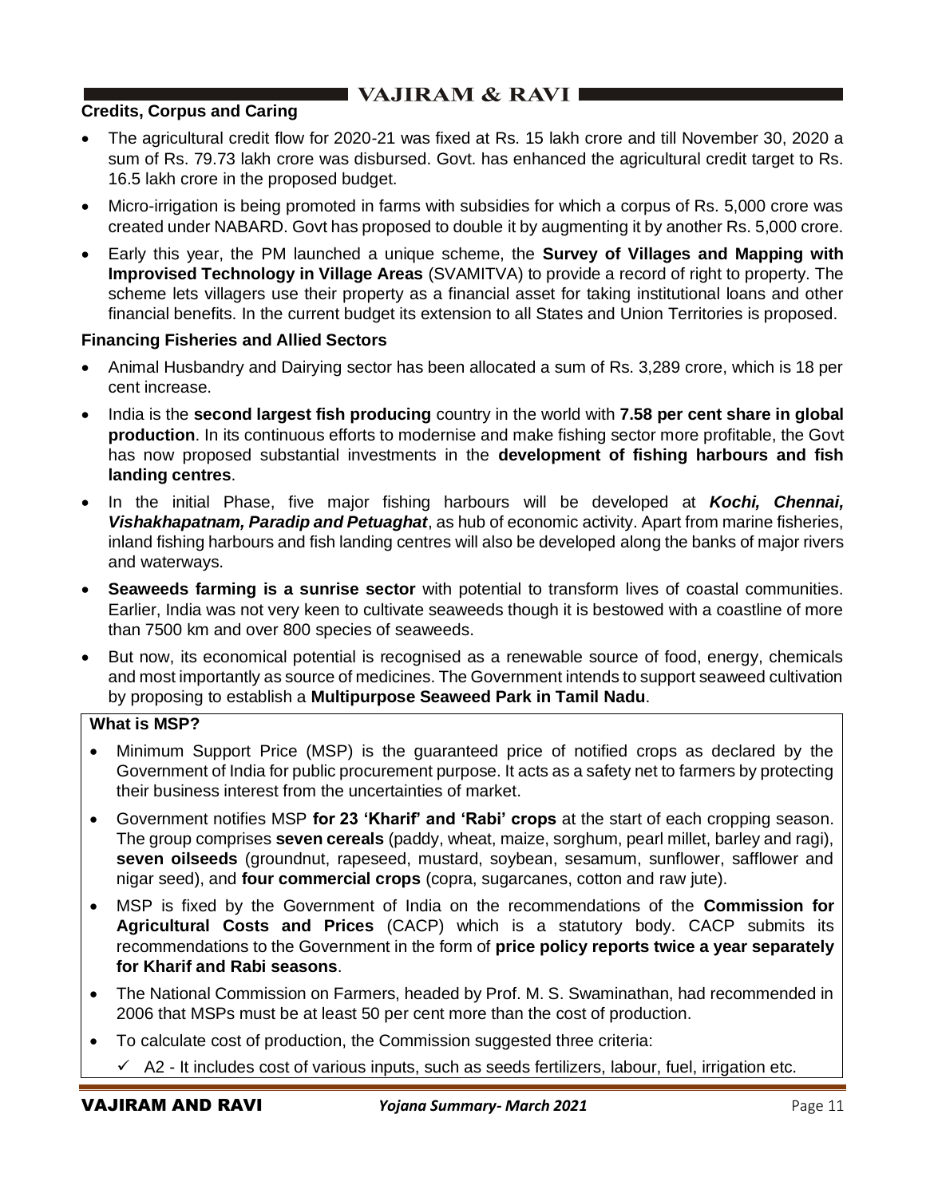### Credits, Corpus and Caring

- The agricultural credit flow for 2020-21 was fixed at Rs. 15 lakh crore and till November 30, 2020 a sum of Rs. 79.73 lakh crore was disbursed. Govt. has enhanced the agricultural credit target to Rs. 16.5 lakh crore in the proposed budget.
- Micro-irrigation is being promoted in farms with subsidies for which a corpus of Rs. 5,000 crore was created under NABARD. Govt has proposed to double it by augmenting it by another Rs. 5,000 crore.
- Early this year, the PM launched a unique scheme, the **Survey of Villages and Mapping with Improvised Technology in Village Areas** (SVAMITVA) to provide a record of right to property. The scheme lets villagers use their property as a financial asset for taking institutional loans and other financial benefits. In the current budget its extension to all States and Union Territories is proposed.

### Financing Fisheries and Allied Sectors

- Animal Husbandry and Dairying sector has been allocated a sum of Rs. 3,289 crore, which is 18 per cent increase.
- India is the **second largest fish producing** country in the world with **7.58 per cent share in global production**. In its continuous efforts to modernise and make fishing sector more profitable, the Govt has now proposed substantial investments in the **development of fishing harbours and fish landing centres**.
- In the initial Phase, five major fishing harbours will be developed at ***Kochi, Chennai, Vishakhapatnam, Paradip and Petuaghat***, as hub of economic activity. Apart from marine fisheries, inland fishing harbours and fish landing centres will also be developed along the banks of major rivers and waterways.
- **Seaweeds farming is a sunrise sector** with potential to transform lives of coastal communities. Earlier, India was not very keen to cultivate seaweeds though it is bestowed with a coastline of more than 7500 km and over 800 species of seaweeds.
- But now, its economical potential is recognised as a renewable source of food, energy, chemicals and most importantly as source of medicines. The Government intends to support seaweed cultivation by proposing to establish a **Multipurpose Seaweed Park in Tamil Nadu**.

**What is MSP?**

- Minimum Support Price (MSP) is the guaranteed price of notified crops as declared by the Government of India for public procurement purpose. It acts as a safety net to farmers by protecting their business interest from the uncertainties of market.
- Government notifies MSP **for 23 'Kharif' and 'Rabi' crops** at the start of each cropping season. The group comprises **seven cereals** (paddy, wheat, maize, sorghum, pearl millet, barley and ragi), **seven oilseeds** (groundnut, rapeseed, mustard, soybean, sesamum, sunflower, safflower and nigar seed), and **four commercial crops** (copra, sugarcanes, cotton and raw jute).
- MSP is fixed by the Government of India on the recommendations of the **Commission for Agricultural Costs and Prices** (CACP) which is a statutory body. CACP submits its recommendations to the Government in the form of **price policy reports twice a year separately for Kharif and Rabi seasons**.
- The National Commission on Farmers, headed by Prof. M. S. Swaminathan, had recommended in 2006 that MSPs must be at least 50 per cent more than the cost of production.
- To calculate cost of production, the Commission suggested three criteria:
  - ✓ A2 - It includes cost of various inputs, such as seeds fertilizers, labour, fuel, irrigation etc.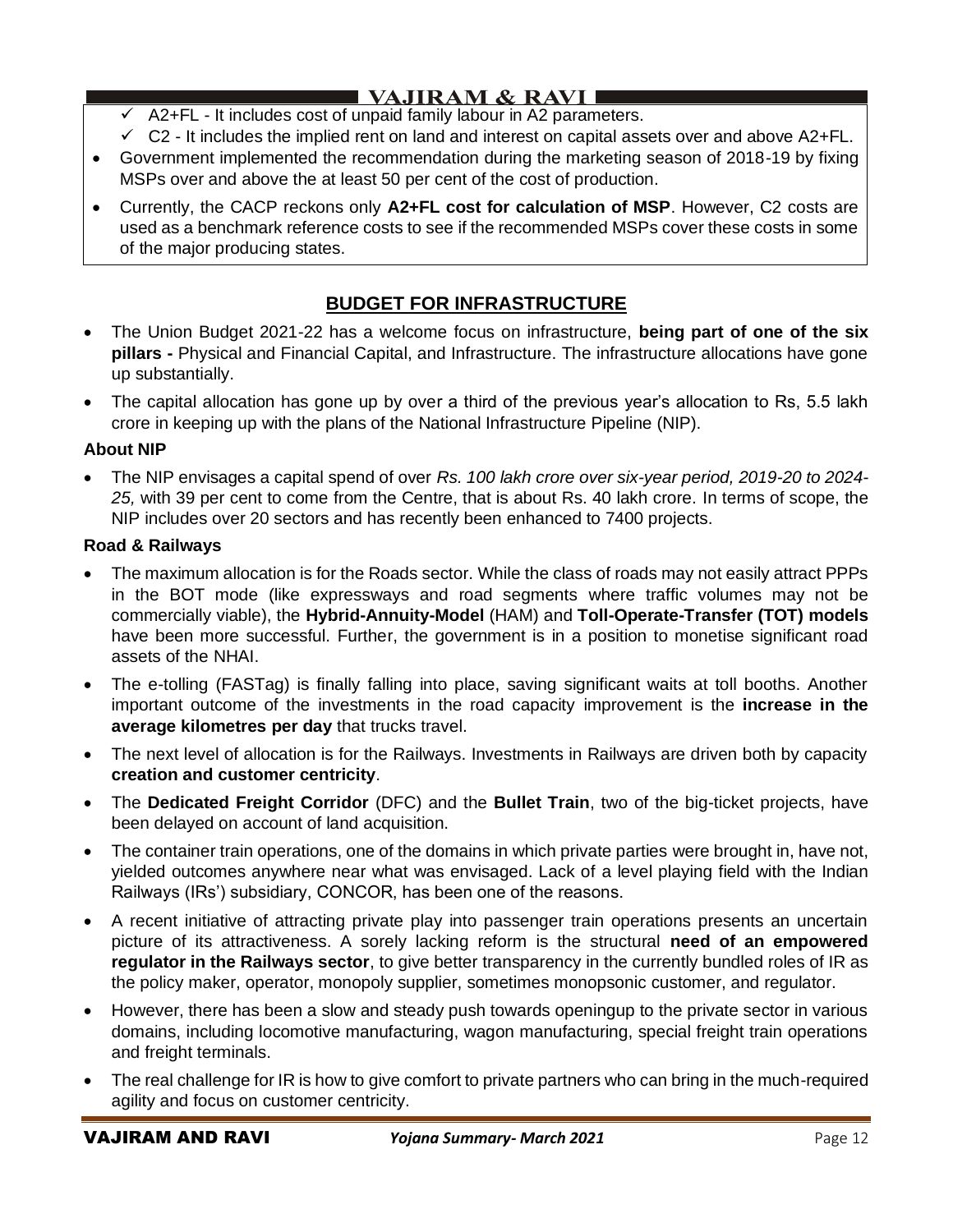- ✓ A2+FL - It includes cost of unpaid family labour in A2 parameters.
- ✓ C2 - It includes the implied rent on land and interest on capital assets over and above A2+FL.

- Government implemented the recommendation during the marketing season of 2018-19 by fixing MSPs over and above the at least 50 per cent of the cost of production.
- Currently, the CACP reckons only **A2+FL cost for calculation of MSP**. However, C2 costs are used as a benchmark reference costs to see if the recommended MSPs cover these costs in some of the major producing states.

## BUDGET FOR INFRASTRUCTURE

- The Union Budget 2021-22 has a welcome focus on infrastructure, **being part of one of the six pillars -** Physical and Financial Capital, and Infrastructure. The infrastructure allocations have gone up substantially.
- The capital allocation has gone up by over a third of the previous year's allocation to Rs, 5.5 lakh crore in keeping up with the plans of the National Infrastructure Pipeline (NIP).

### About NIP

- The NIP envisages a capital spend of over *Rs. 100 lakh crore over six-year period, 2019-20 to 2024-25,* with 39 per cent to come from the Centre, that is about Rs. 40 lakh crore. In terms of scope, the NIP includes over 20 sectors and has recently been enhanced to 7400 projects.

### Road & Railways

- The maximum allocation is for the Roads sector. While the class of roads may not easily attract PPPs in the BOT mode (like expressways and road segments where traffic volumes may not be commercially viable), the **Hybrid-Annuity-Model** (HAM) and **Toll-Operate-Transfer (TOT) models** have been more successful. Further, the government is in a position to monetise significant road assets of the NHAI.
- The e-tolling (FASTag) is finally falling into place, saving significant waits at toll booths. Another important outcome of the investments in the road capacity improvement is the **increase in the average kilometres per day** that trucks travel.
- The next level of allocation is for the Railways. Investments in Railways are driven both by capacity **creation and customer centricity**.
- The **Dedicated Freight Corridor** (DFC) and the **Bullet Train**, two of the big-ticket projects, have been delayed on account of land acquisition.
- The container train operations, one of the domains in which private parties were brought in, have not, yielded outcomes anywhere near what was envisaged. Lack of a level playing field with the Indian Railways (IRs') subsidiary, CONCOR, has been one of the reasons.
- A recent initiative of attracting private play into passenger train operations presents an uncertain picture of its attractiveness. A sorely lacking reform is the structural **need of an empowered regulator in the Railways sector**, to give better transparency in the currently bundled roles of IR as the policy maker, operator, monopoly supplier, sometimes monopsonic customer, and regulator.
- However, there has been a slow and steady push towards openingup to the private sector in various domains, including locomotive manufacturing, wagon manufacturing, special freight train operations and freight terminals.
- The real challenge for IR is how to give comfort to private partners who can bring in the much-required agility and focus on customer centricity.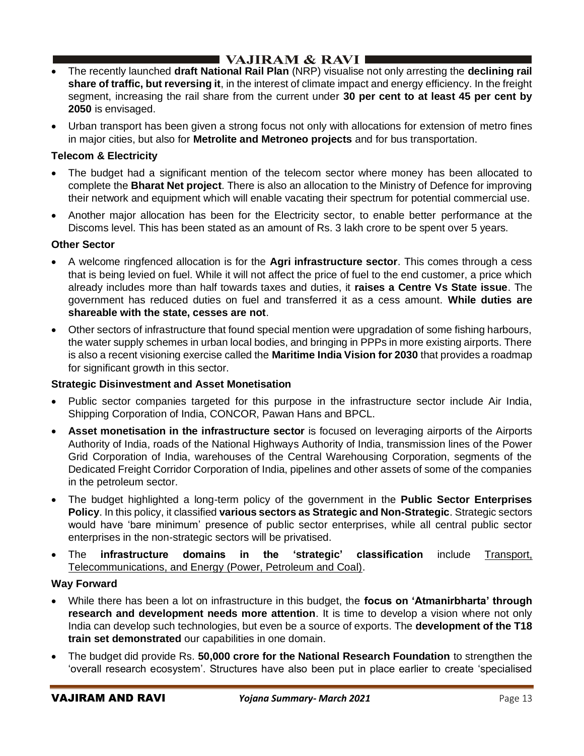- The recently launched **draft National Rail Plan** (NRP) visualise not only arresting the **declining rail share of traffic, but reversing it**, in the interest of climate impact and energy efficiency. In the freight segment, increasing the rail share from the current under **30 per cent to at least 45 per cent by 2050** is envisaged.
- Urban transport has been given a strong focus not only with allocations for extension of metro fines in major cities, but also for **Metrolite and Metroneo projects** and for bus transportation.

**Telecom & Electricity**

- The budget had a significant mention of the telecom sector where money has been allocated to complete the **Bharat Net project**. There is also an allocation to the Ministry of Defence for improving their network and equipment which will enable vacating their spectrum for potential commercial use.
- Another major allocation has been for the Electricity sector, to enable better performance at the Discoms level. This has been stated as an amount of Rs. 3 lakh crore to be spent over 5 years.

**Other Sector**

- A welcome ringfenced allocation is for the **Agri infrastructure sector**. This comes through a cess that is being levied on fuel. While it will not affect the price of fuel to the end customer, a price which already includes more than half towards taxes and duties, it **raises a Centre Vs State issue**. The government has reduced duties on fuel and transferred it as a cess amount. **While duties are shareable with the state, cesses are not**.
- Other sectors of infrastructure that found special mention were upgradation of some fishing harbours, the water supply schemes in urban local bodies, and bringing in PPPs in more existing airports. There is also a recent visioning exercise called the **Maritime India Vision for 2030** that provides a roadmap for significant growth in this sector.

**Strategic Disinvestment and Asset Monetisation**

- Public sector companies targeted for this purpose in the infrastructure sector include Air India, Shipping Corporation of India, CONCOR, Pawan Hans and BPCL.
- **Asset monetisation in the infrastructure sector** is focused on leveraging airports of the Airports Authority of India, roads of the National Highways Authority of India, transmission lines of the Power Grid Corporation of India, warehouses of the Central Warehousing Corporation, segments of the Dedicated Freight Corridor Corporation of India, pipelines and other assets of some of the companies in the petroleum sector.
- The budget highlighted a long-term policy of the government in the **Public Sector Enterprises Policy**. In this policy, it classified **various sectors as Strategic and Non-Strategic**. Strategic sectors would have 'bare minimum' presence of public sector enterprises, while all central public sector enterprises in the non-strategic sectors will be privatised.
- The **infrastructure domains in the 'strategic' classification** include Transport, Telecommunications, and Energy (Power, Petroleum and Coal).

**Way Forward**

- While there has been a lot on infrastructure in this budget, the **focus on 'Atmanirbharta' through research and development needs more attention**. It is time to develop a vision where not only India can develop such technologies, but even be a source of exports. The **development of the T18 train set demonstrated** our capabilities in one domain.
- The budget did provide Rs. **50,000 crore for the National Research Foundation** to strengthen the 'overall research ecosystem'. Structures have also been put in place earlier to create 'specialised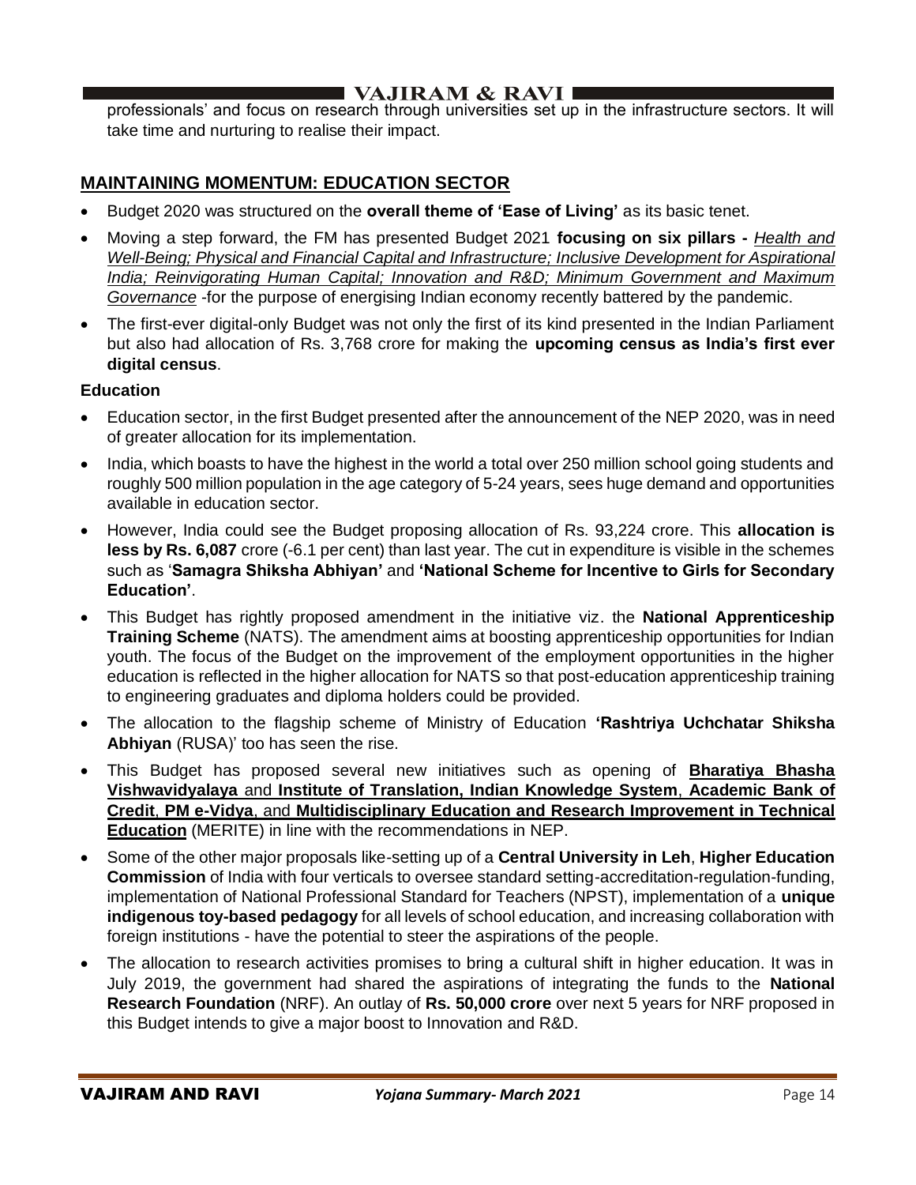professionals' and focus on research through universities set up in the infrastructure sectors. It will take time and nurturing to realise their impact.

## MAINTAINING MOMENTUM: EDUCATION SECTOR

- Budget 2020 was structured on the **overall theme of 'Ease of Living'** as its basic tenet.
- Moving a step forward, the FM has presented Budget 2021 **focusing on six pillars -** *Health and Well-Being; Physical and Financial Capital and Infrastructure; Inclusive Development for Aspirational India; Reinvigorating Human Capital; Innovation and R&D; Minimum Government and Maximum Governance* -for the purpose of energising Indian economy recently battered by the pandemic.
- The first-ever digital-only Budget was not only the first of its kind presented in the Indian Parliament but also had allocation of Rs. 3,768 crore for making the **upcoming census as India's first ever digital census**.

### Education

- Education sector, in the first Budget presented after the announcement of the NEP 2020, was in need of greater allocation for its implementation.
- India, which boasts to have the highest in the world a total over 250 million school going students and roughly 500 million population in the age category of 5-24 years, sees huge demand and opportunities available in education sector.
- However, India could see the Budget proposing allocation of Rs. 93,224 crore. This **allocation is less by Rs. 6,087** crore (-6.1 per cent) than last year. The cut in expenditure is visible in the schemes such as '**Samagra Shiksha Abhiyan'** and **'National Scheme for Incentive to Girls for Secondary Education'**.
- This Budget has rightly proposed amendment in the initiative viz. the **National Apprenticeship Training Scheme** (NATS). The amendment aims at boosting apprenticeship opportunities for Indian youth. The focus of the Budget on the improvement of the employment opportunities in the higher education is reflected in the higher allocation for NATS so that post-education apprenticeship training to engineering graduates and diploma holders could be provided.
- The allocation to the flagship scheme of Ministry of Education **'Rashtriya Uchchatar Shiksha Abhiyan** (RUSA)' too has seen the rise.
- This Budget has proposed several new initiatives such as opening of **Bharatiya Bhasha Vishwavidyalaya** and **Institute of Translation, Indian Knowledge System**, **Academic Bank of Credit**, **PM e-Vidya**, and **Multidisciplinary Education and Research Improvement in Technical Education** (MERITE) in line with the recommendations in NEP.
- Some of the other major proposals like-setting up of a **Central University in Leh**, **Higher Education Commission** of India with four verticals to oversee standard setting-accreditation-regulation-funding, implementation of National Professional Standard for Teachers (NPST), implementation of a **unique indigenous toy-based pedagogy** for all levels of school education, and increasing collaboration with foreign institutions - have the potential to steer the aspirations of the people.
- The allocation to research activities promises to bring a cultural shift in higher education. It was in July 2019, the government had shared the aspirations of integrating the funds to the **National Research Foundation** (NRF). An outlay of **Rs. 50,000 crore** over next 5 years for NRF proposed in this Budget intends to give a major boost to Innovation and R&D.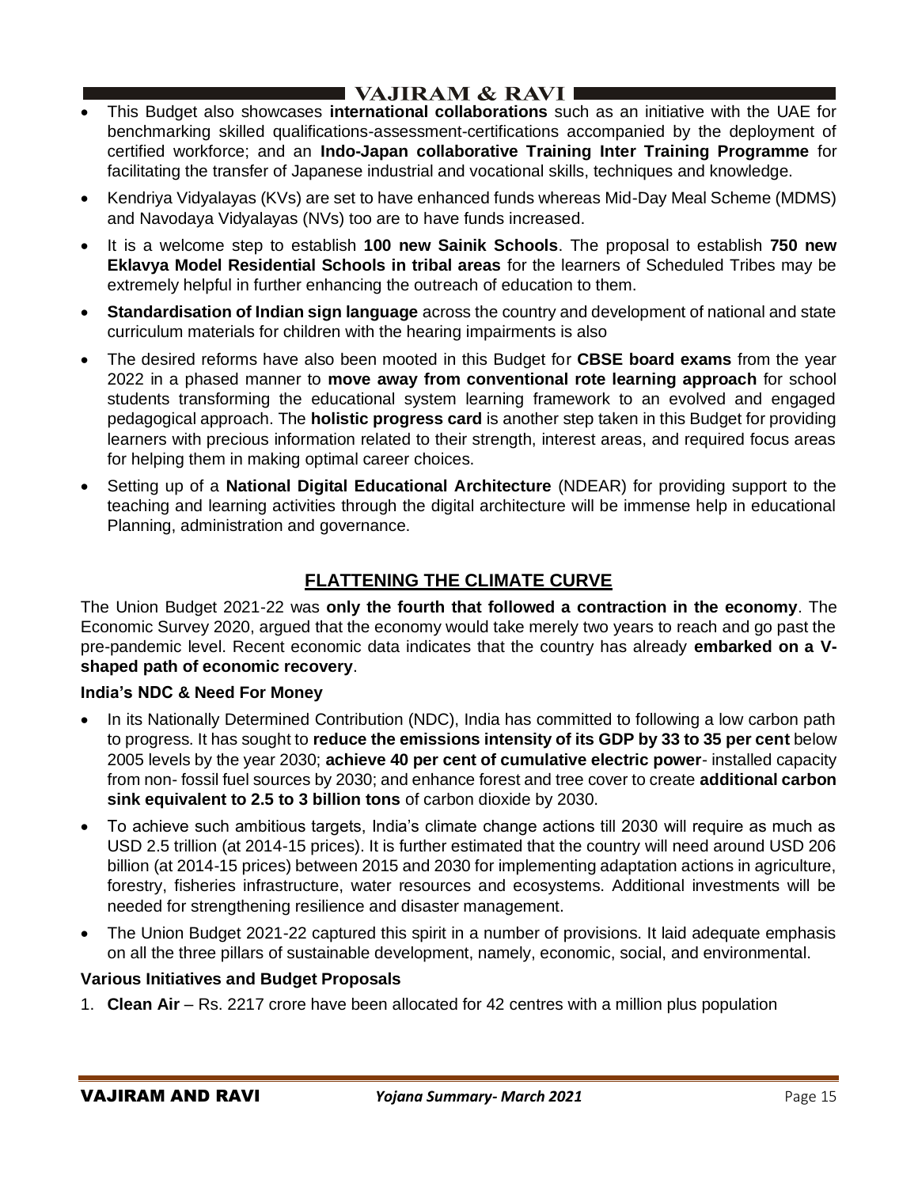- This Budget also showcases **international collaborations** such as an initiative with the UAE for benchmarking skilled qualifications-assessment-certifications accompanied by the deployment of certified workforce; and an **Indo-Japan collaborative Training Inter Training Programme** for facilitating the transfer of Japanese industrial and vocational skills, techniques and knowledge.
- Kendriya Vidyalayas (KVs) are set to have enhanced funds whereas Mid-Day Meal Scheme (MDMS) and Navodaya Vidyalayas (NVs) too are to have funds increased.
- It is a welcome step to establish **100 new Sainik Schools**. The proposal to establish **750 new Eklavya Model Residential Schools in tribal areas** for the learners of Scheduled Tribes may be extremely helpful in further enhancing the outreach of education to them.
- **Standardisation of Indian sign language** across the country and development of national and state curriculum materials for children with the hearing impairments is also
- The desired reforms have also been mooted in this Budget for **CBSE board exams** from the year 2022 in a phased manner to **move away from conventional rote learning approach** for school students transforming the educational system learning framework to an evolved and engaged pedagogical approach. The **holistic progress card** is another step taken in this Budget for providing learners with precious information related to their strength, interest areas, and required focus areas for helping them in making optimal career choices.
- Setting up of a **National Digital Educational Architecture** (NDEAR) for providing support to the teaching and learning activities through the digital architecture will be immense help in educational Planning, administration and governance.

## FLATTENING THE CLIMATE CURVE

The Union Budget 2021-22 was **only the fourth that followed a contraction in the economy**. The Economic Survey 2020, argued that the economy would take merely two years to reach and go past the pre-pandemic level. Recent economic data indicates that the country has already **embarked on a V-shaped path of economic recovery**.

### India's NDC & Need For Money

- In its Nationally Determined Contribution (NDC), India has committed to following a low carbon path to progress. It has sought to **reduce the emissions intensity of its GDP by 33 to 35 per cent** below 2005 levels by the year 2030; **achieve 40 per cent of cumulative electric power**- installed capacity from non- fossil fuel sources by 2030; and enhance forest and tree cover to create **additional carbon sink equivalent to 2.5 to 3 billion tons** of carbon dioxide by 2030.
- To achieve such ambitious targets, India's climate change actions till 2030 will require as much as USD 2.5 trillion (at 2014-15 prices). It is further estimated that the country will need around USD 206 billion (at 2014-15 prices) between 2015 and 2030 for implementing adaptation actions in agriculture, forestry, fisheries infrastructure, water resources and ecosystems. Additional investments will be needed for strengthening resilience and disaster management.
- The Union Budget 2021-22 captured this spirit in a number of provisions. It laid adequate emphasis on all the three pillars of sustainable development, namely, economic, social, and environmental.

### Various Initiatives and Budget Proposals

1. **Clean Air** – Rs. 2217 crore have been allocated for 42 centres with a million plus population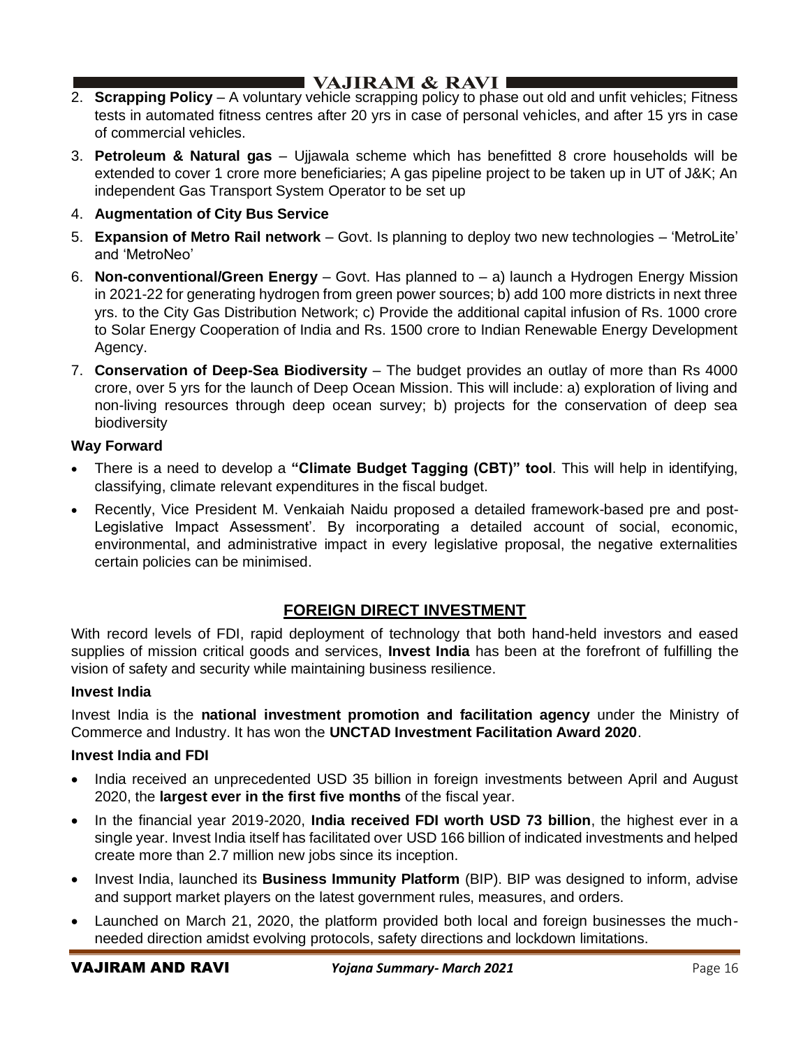2. **Scrapping Policy** – A voluntary vehicle scrapping policy to phase out old and unfit vehicles; Fitness tests in automated fitness centres after 20 yrs in case of personal vehicles, and after 15 yrs in case of commercial vehicles.
3. **Petroleum & Natural gas** – Ujjawala scheme which has benefitted 8 crore households will be extended to cover 1 crore more beneficiaries; A gas pipeline project to be taken up in UT of J&K; An independent Gas Transport System Operator to be set up
4. **Augmentation of City Bus Service**
5. **Expansion of Metro Rail network** – Govt. Is planning to deploy two new technologies – 'MetroLite' and 'MetroNeo'
6. **Non-conventional/Green Energy** – Govt. Has planned to – a) launch a Hydrogen Energy Mission in 2021-22 for generating hydrogen from green power sources; b) add 100 more districts in next three yrs. to the City Gas Distribution Network; c) Provide the additional capital infusion of Rs. 1000 crore to Solar Energy Cooperation of India and Rs. 1500 crore to Indian Renewable Energy Development Agency.
7. **Conservation of Deep-Sea Biodiversity** – The budget provides an outlay of more than Rs 4000 crore, over 5 yrs for the launch of Deep Ocean Mission. This will include: a) exploration of living and non-living resources through deep ocean survey; b) projects for the conservation of deep sea biodiversity

**Way Forward**

- There is a need to develop a **"Climate Budget Tagging (CBT)" tool**. This will help in identifying, classifying, climate relevant expenditures in the fiscal budget.
- Recently, Vice President M. Venkaiah Naidu proposed a detailed framework-based pre and post-Legislative Impact Assessment'. By incorporating a detailed account of social, economic, environmental, and administrative impact in every legislative proposal, the negative externalities certain policies can be minimised.

## FOREIGN DIRECT INVESTMENT

With record levels of FDI, rapid deployment of technology that both hand-held investors and eased supplies of mission critical goods and services, **Invest India** has been at the forefront of fulfilling the vision of safety and security while maintaining business resilience.

**Invest India**

Invest India is the **national investment promotion and facilitation agency** under the Ministry of Commerce and Industry. It has won the **UNCTAD Investment Facilitation Award 2020**.

**Invest India and FDI**

- India received an unprecedented USD 35 billion in foreign investments between April and August 2020, the **largest ever in the first five months** of the fiscal year.
- In the financial year 2019-2020, **India received FDI worth USD 73 billion**, the highest ever in a single year. Invest India itself has facilitated over USD 166 billion of indicated investments and helped create more than 2.7 million new jobs since its inception.
- Invest India, launched its **Business Immunity Platform** (BIP). BIP was designed to inform, advise and support market players on the latest government rules, measures, and orders.
- Launched on March 21, 2020, the platform provided both local and foreign businesses the much-needed direction amidst evolving protocols, safety directions and lockdown limitations.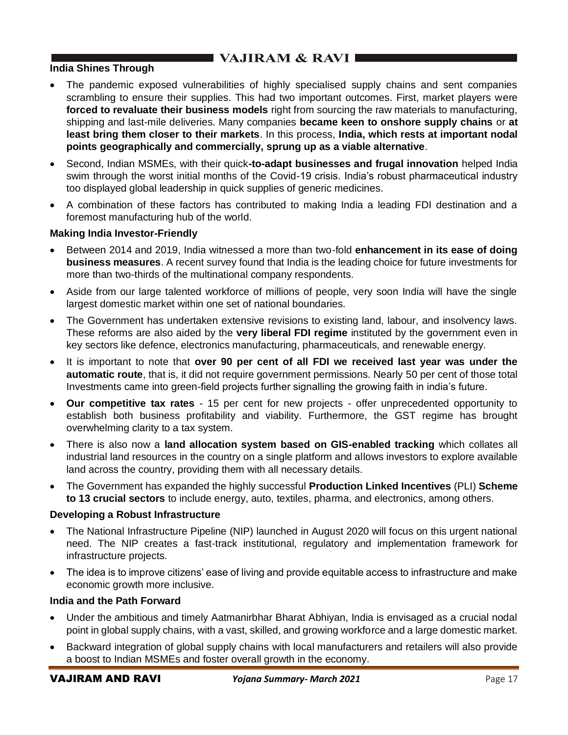**India Shines Through**

- The pandemic exposed vulnerabilities of highly specialised supply chains and sent companies scrambling to ensure their supplies. This had two important outcomes. First, market players were **forced to revaluate their business models** right from sourcing the raw materials to manufacturing, shipping and last-mile deliveries. Many companies **became keen to onshore supply chains** or **at least bring them closer to their markets**. In this process, **India, which rests at important nodal points geographically and commercially, sprung up as a viable alternative**.
- Second, Indian MSMEs, with their quick**-to-adapt businesses and frugal innovation** helped India swim through the worst initial months of the Covid-19 crisis. India's robust pharmaceutical industry too displayed global leadership in quick supplies of generic medicines.
- A combination of these factors has contributed to making India a leading FDI destination and a foremost manufacturing hub of the world.

**Making India Investor-Friendly**

- Between 2014 and 2019, India witnessed a more than two-fold **enhancement in its ease of doing business measures**. A recent survey found that India is the leading choice for future investments for more than two-thirds of the multinational company respondents.
- Aside from our large talented workforce of millions of people, very soon India will have the single largest domestic market within one set of national boundaries.
- The Government has undertaken extensive revisions to existing land, labour, and insolvency laws. These reforms are also aided by the **very liberal FDI regime** instituted by the government even in key sectors like defence, electronics manufacturing, pharmaceuticals, and renewable energy.
- It is important to note that **over 90 per cent of all FDI we received last year was under the automatic route**, that is, it did not require government permissions. Nearly 50 per cent of those total Investments came into green-field projects further signalling the growing faith in india's future.
- **Our competitive tax rates** - 15 per cent for new projects - offer unprecedented opportunity to establish both business profitability and viability. Furthermore, the GST regime has brought overwhelming clarity to a tax system.
- There is also now a **land allocation system based on GIS-enabled tracking** which collates all industrial land resources in the country on a single platform and allows investors to explore available land across the country, providing them with all necessary details.
- The Government has expanded the highly successful **Production Linked Incentives** (PLI) **Scheme to 13 crucial sectors** to include energy, auto, textiles, pharma, and electronics, among others.

**Developing a Robust Infrastructure**

- The National Infrastructure Pipeline (NIP) launched in August 2020 will focus on this urgent national need. The NIP creates a fast-track institutional, regulatory and implementation framework for infrastructure projects.
- The idea is to improve citizens' ease of living and provide equitable access to infrastructure and make economic growth more inclusive.

**India and the Path Forward**

- Under the ambitious and timely Aatmanirbhar Bharat Abhiyan, India is envisaged as a crucial nodal point in global supply chains, with a vast, skilled, and growing workforce and a large domestic market.
- Backward integration of global supply chains with local manufacturers and retailers will also provide a boost to Indian MSMEs and foster overall growth in the economy.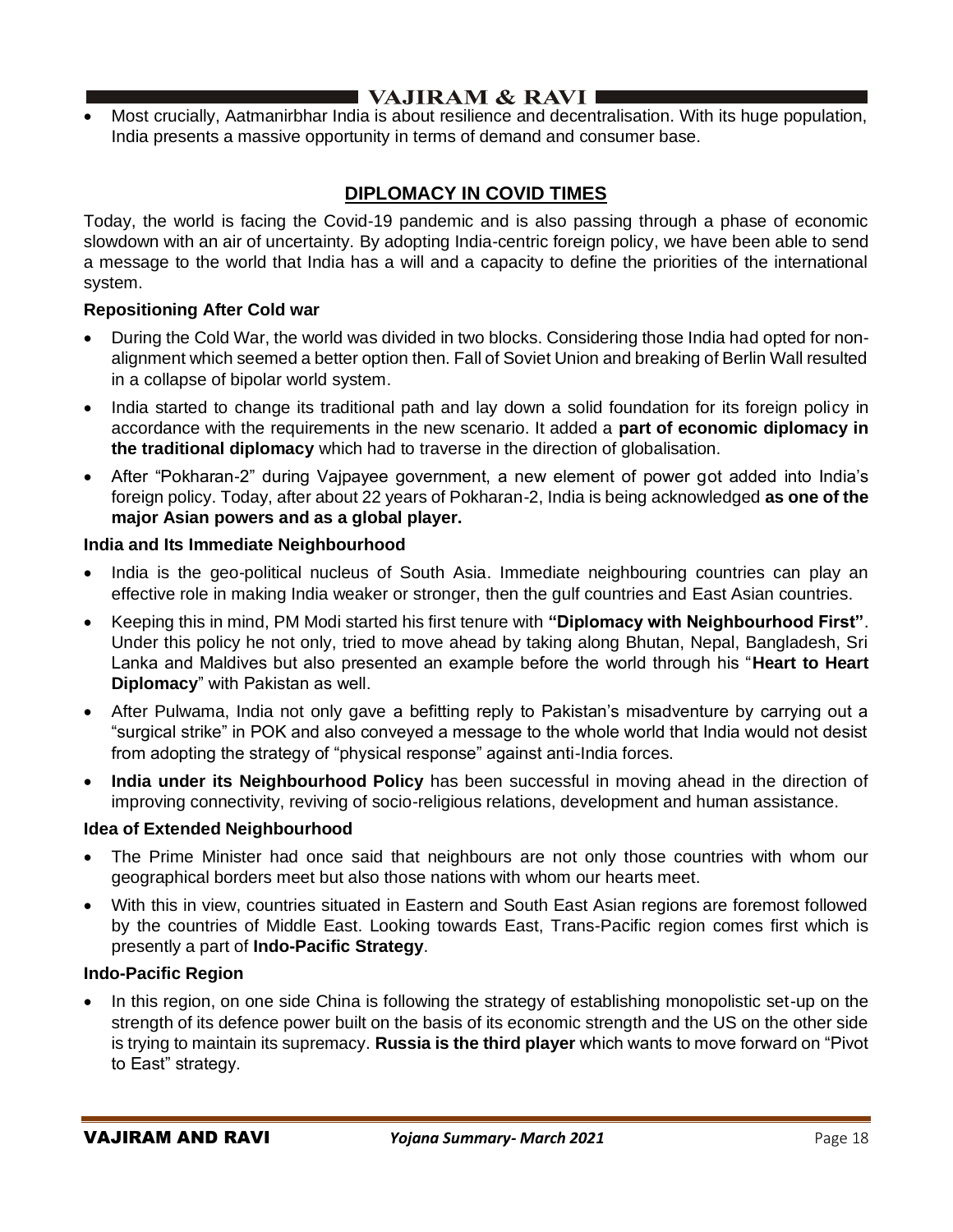- Most crucially, Aatmanirbhar India is about resilience and decentralisation. With its huge population, India presents a massive opportunity in terms of demand and consumer base.

## DIPLOMACY IN COVID TIMES

Today, the world is facing the Covid-19 pandemic and is also passing through a phase of economic slowdown with an air of uncertainty. By adopting India-centric foreign policy, we have been able to send a message to the world that India has a will and a capacity to define the priorities of the international system.

### Repositioning After Cold war

- During the Cold War, the world was divided in two blocks. Considering those India had opted for non-alignment which seemed a better option then. Fall of Soviet Union and breaking of Berlin Wall resulted in a collapse of bipolar world system.
- India started to change its traditional path and lay down a solid foundation for its foreign policy in accordance with the requirements in the new scenario. It added a **part of economic diplomacy in the traditional diplomacy** which had to traverse in the direction of globalisation.
- After "Pokharan-2" during Vajpayee government, a new element of power got added into India's foreign policy. Today, after about 22 years of Pokharan-2, India is being acknowledged **as one of the major Asian powers and as a global player.**

### India and Its Immediate Neighbourhood

- India is the geo-political nucleus of South Asia. Immediate neighbouring countries can play an effective role in making India weaker or stronger, then the gulf countries and East Asian countries.
- Keeping this in mind, PM Modi started his first tenure with **"Diplomacy with Neighbourhood First"**. Under this policy he not only, tried to move ahead by taking along Bhutan, Nepal, Bangladesh, Sri Lanka and Maldives but also presented an example before the world through his "**Heart to Heart Diplomacy**" with Pakistan as well.
- After Pulwama, India not only gave a befitting reply to Pakistan's misadventure by carrying out a "surgical strike" in POK and also conveyed a message to the whole world that India would not desist from adopting the strategy of "physical response" against anti-India forces.
- **India under its Neighbourhood Policy** has been successful in moving ahead in the direction of improving connectivity, reviving of socio-religious relations, development and human assistance.

### Idea of Extended Neighbourhood

- The Prime Minister had once said that neighbours are not only those countries with whom our geographical borders meet but also those nations with whom our hearts meet.
- With this in view, countries situated in Eastern and South East Asian regions are foremost followed by the countries of Middle East. Looking towards East, Trans-Pacific region comes first which is presently a part of **Indo-Pacific Strategy**.

### Indo-Pacific Region

- In this region, on one side China is following the strategy of establishing monopolistic set-up on the strength of its defence power built on the basis of its economic strength and the US on the other side is trying to maintain its supremacy. **Russia is the third player** which wants to move forward on "Pivot to East" strategy.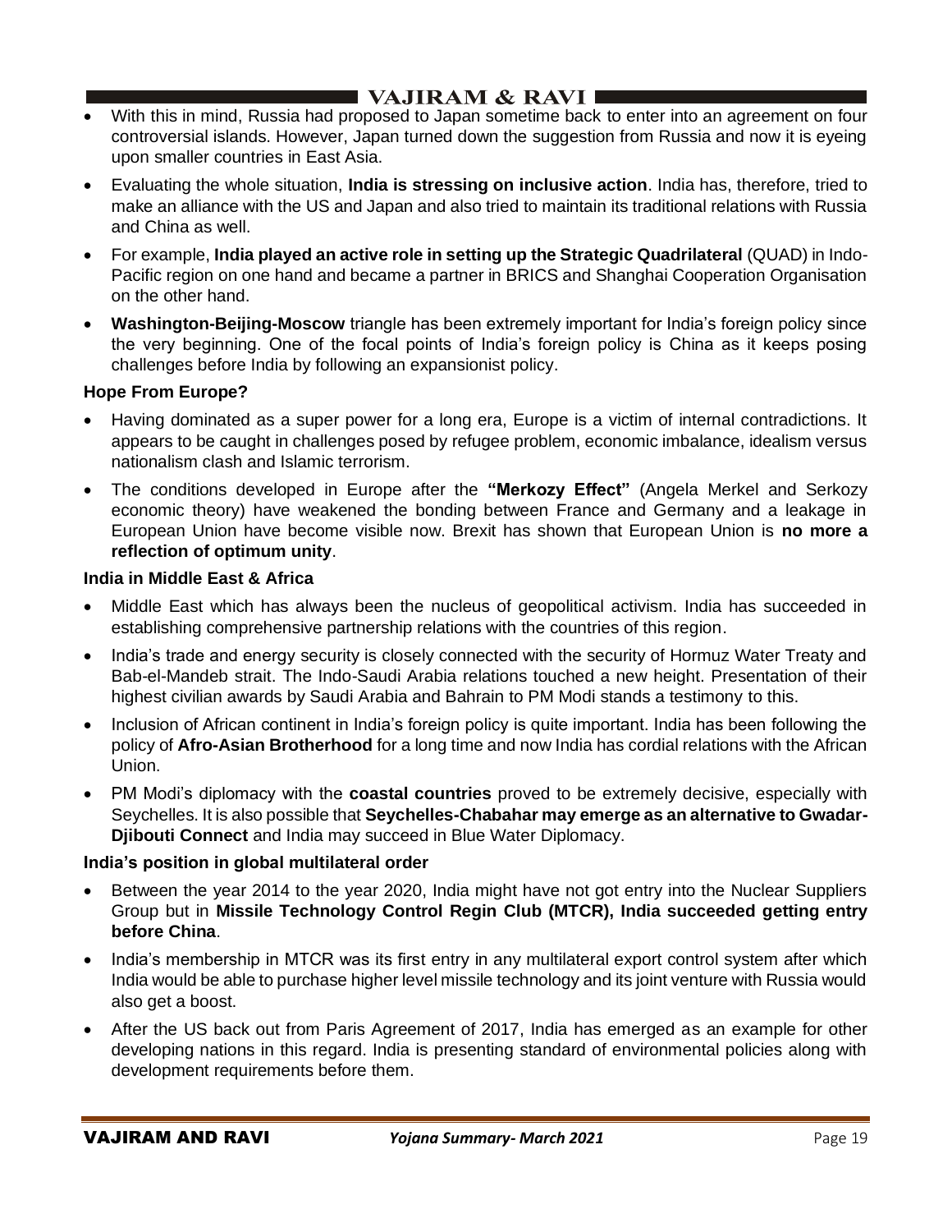- With this in mind, Russia had proposed to Japan sometime back to enter into an agreement on four controversial islands. However, Japan turned down the suggestion from Russia and now it is eyeing upon smaller countries in East Asia.
- Evaluating the whole situation, **India is stressing on inclusive action**. India has, therefore, tried to make an alliance with the US and Japan and also tried to maintain its traditional relations with Russia and China as well.
- For example, **India played an active role in setting up the Strategic Quadrilateral** (QUAD) in Indo-Pacific region on one hand and became a partner in BRICS and Shanghai Cooperation Organisation on the other hand.
- **Washington-Beijing-Moscow** triangle has been extremely important for India's foreign policy since the very beginning. One of the focal points of India's foreign policy is China as it keeps posing challenges before India by following an expansionist policy.

### Hope From Europe?

- Having dominated as a super power for a long era, Europe is a victim of internal contradictions. It appears to be caught in challenges posed by refugee problem, economic imbalance, idealism versus nationalism clash and Islamic terrorism.
- The conditions developed in Europe after the **"Merkozy Effect"** (Angela Merkel and Serkozy economic theory) have weakened the bonding between France and Germany and a leakage in European Union have become visible now. Brexit has shown that European Union is **no more a reflection of optimum unity**.

### India in Middle East & Africa

- Middle East which has always been the nucleus of geopolitical activism. India has succeeded in establishing comprehensive partnership relations with the countries of this region.
- India's trade and energy security is closely connected with the security of Hormuz Water Treaty and Bab-el-Mandeb strait. The Indo-Saudi Arabia relations touched a new height. Presentation of their highest civilian awards by Saudi Arabia and Bahrain to PM Modi stands a testimony to this.
- Inclusion of African continent in India's foreign policy is quite important. India has been following the policy of **Afro-Asian Brotherhood** for a long time and now India has cordial relations with the African Union.
- PM Modi's diplomacy with the **coastal countries** proved to be extremely decisive, especially with Seychelles. It is also possible that **Seychelles-Chabahar may emerge as an alternative to Gwadar-Djibouti Connect** and India may succeed in Blue Water Diplomacy.

### India's position in global multilateral order

- Between the year 2014 to the year 2020, India might have not got entry into the Nuclear Suppliers Group but in **Missile Technology Control Regin Club (MTCR), India succeeded getting entry before China**.
- India's membership in MTCR was its first entry in any multilateral export control system after which India would be able to purchase higher level missile technology and its joint venture with Russia would also get a boost.
- After the US back out from Paris Agreement of 2017, India has emerged as an example for other developing nations in this regard. India is presenting standard of environmental policies along with development requirements before them.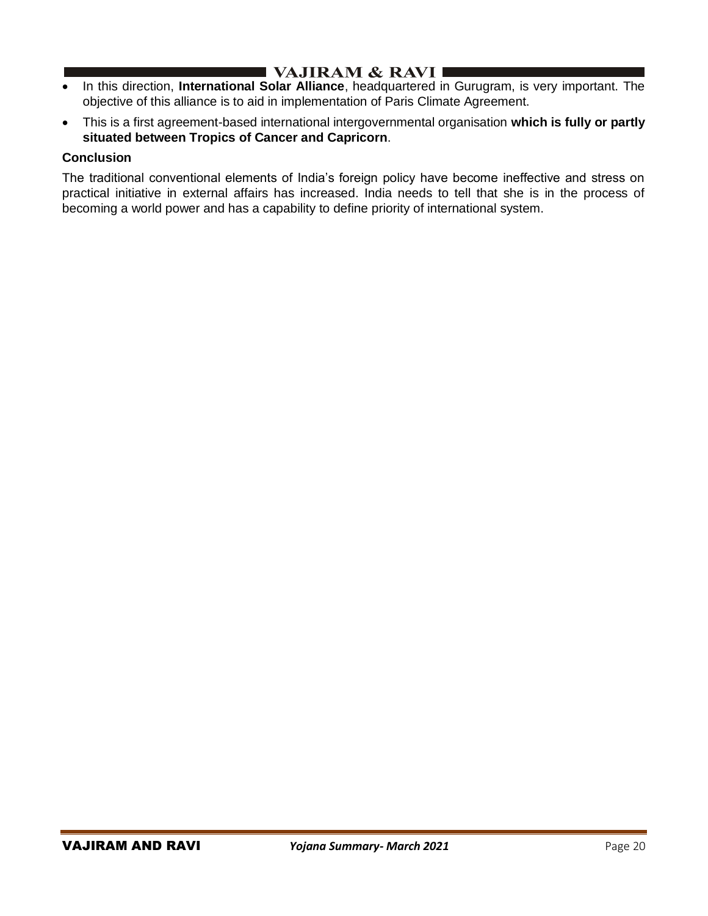- In this direction, **International Solar Alliance**, headquartered in Gurugram, is very important. The objective of this alliance is to aid in implementation of Paris Climate Agreement.
- This is a first agreement-based international intergovernmental organisation **which is fully or partly situated between Tropics of Cancer and Capricorn**.

**Conclusion**

The traditional conventional elements of India's foreign policy have become ineffective and stress on practical initiative in external affairs has increased. India needs to tell that she is in the process of becoming a world power and has a capability to define priority of international system.